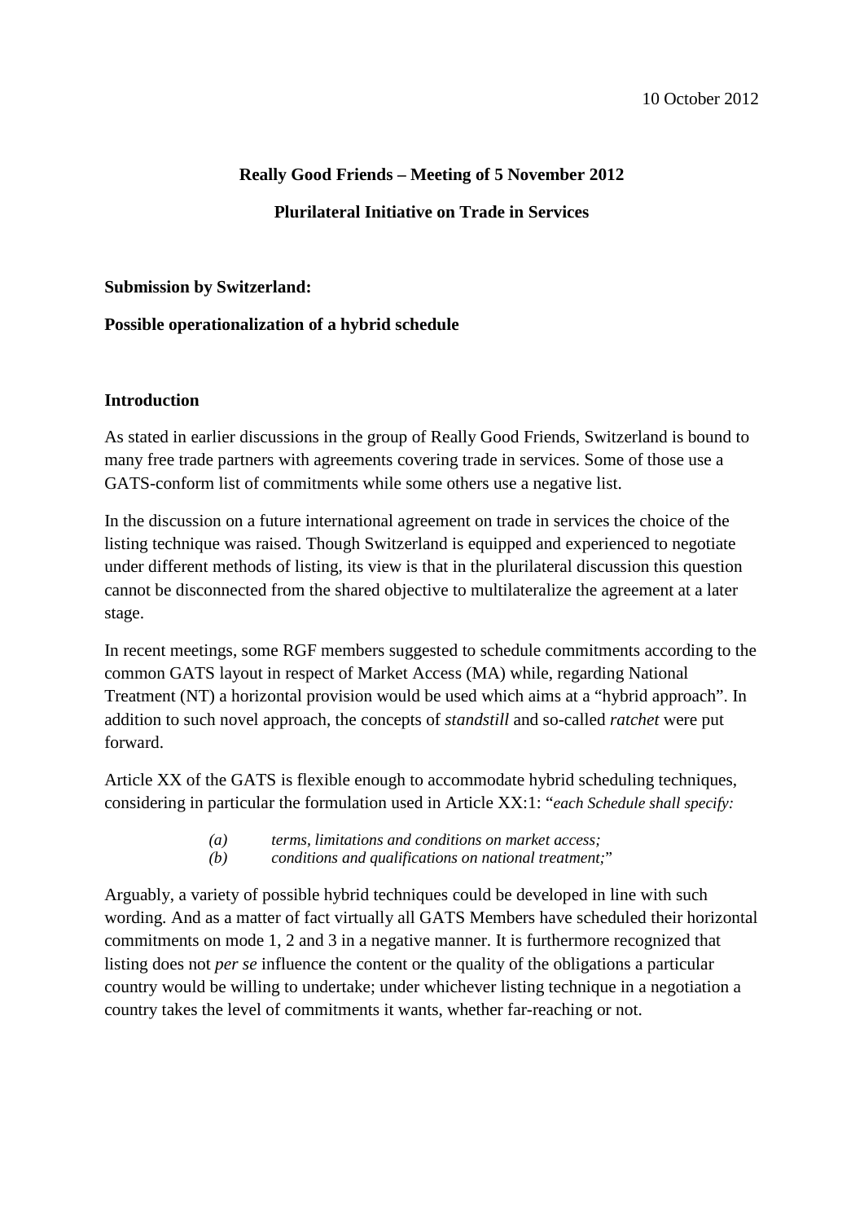10 October 2012

**Really Good Friends – Meeting of 5 November 2012**

**Plurilateral Initiative on Trade in Services**

**Submission by Switzerland:**

**Possible operationalization of a hybrid schedule**

## Introduction

As stated in earlier discussions in the group of Really Good Friends, Switzerland is bound to many free trade partners with agreements covering trade in services. Some of those use a GATS-conform list of commitments while some others use a negative list.

In the discussion on a future international agreement on trade in services the choice of the listing technique was raised. Though Switzerland is equipped and experienced to negotiate under different methods of listing, its view is that in the plurilateral discussion this question cannot be disconnected from the shared objective to multilateralize the agreement at a later stage.

In recent meetings, some RGF members suggested to schedule commitments according to the common GATS layout in respect of Market Access (MA) while, regarding National Treatment (NT) a horizontal provision would be used which aims at a "hybrid approach". In addition to such novel approach, the concepts of *standstill* and so-called *ratchet* were put forward.

Article XX of the GATS is flexible enough to accommodate hybrid scheduling techniques, considering in particular the formulation used in Article XX:1: "*each Schedule shall specify:*

> *(a) terms, limitations and conditions on market access;*
> *(b) conditions and qualifications on national treatment;*"

Arguably, a variety of possible hybrid techniques could be developed in line with such wording. And as a matter of fact virtually all GATS Members have scheduled their horizontal commitments on mode 1, 2 and 3 in a negative manner. It is furthermore recognized that listing does not *per se* influence the content or the quality of the obligations a particular country would be willing to undertake; under whichever listing technique in a negotiation a country takes the level of commitments it wants, whether far-reaching or not.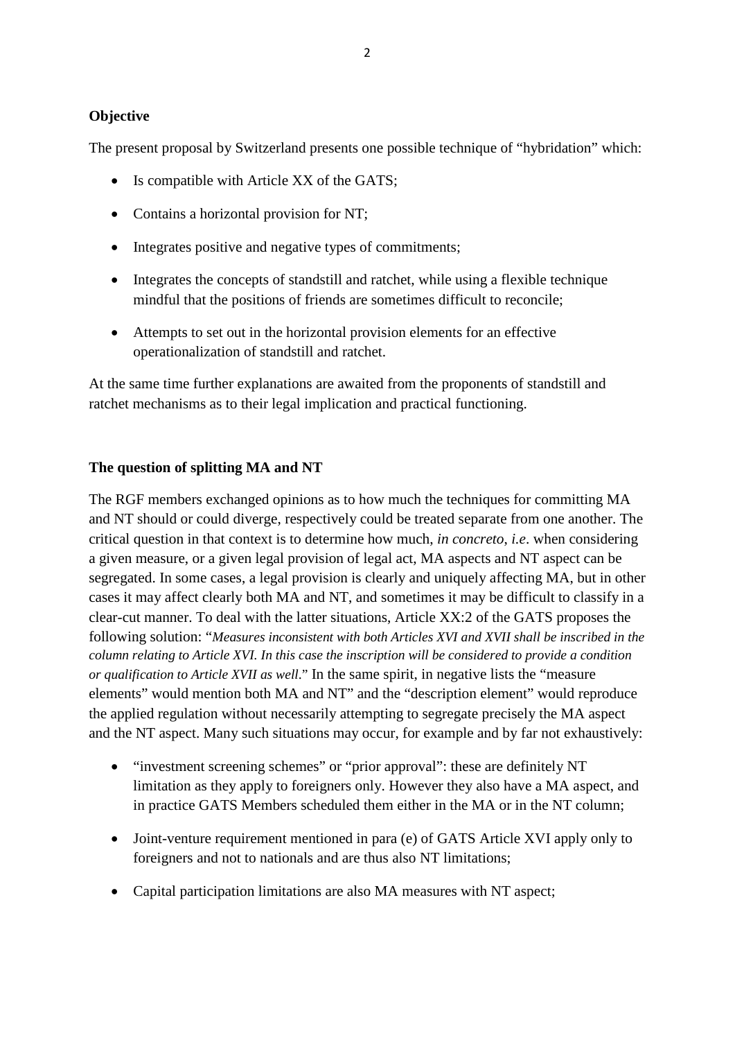**Objective**

The present proposal by Switzerland presents one possible technique of "hybridation" which:

- Is compatible with Article XX of the GATS;
- Contains a horizontal provision for NT;
- Integrates positive and negative types of commitments;
- Integrates the concepts of standstill and ratchet, while using a flexible technique mindful that the positions of friends are sometimes difficult to reconcile;
- Attempts to set out in the horizontal provision elements for an effective operationalization of standstill and ratchet.

At the same time further explanations are awaited from the proponents of standstill and ratchet mechanisms as to their legal implication and practical functioning.

**The question of splitting MA and NT**

The RGF members exchanged opinions as to how much the techniques for committing MA and NT should or could diverge, respectively could be treated separate from one another. The critical question in that context is to determine how much, *in concreto*, *i.e*. when considering a given measure, or a given legal provision of legal act, MA aspects and NT aspect can be segregated. In some cases, a legal provision is clearly and uniquely affecting MA, but in other cases it may affect clearly both MA and NT, and sometimes it may be difficult to classify in a clear-cut manner. To deal with the latter situations, Article XX:2 of the GATS proposes the following solution: "*Measures inconsistent with both Articles XVI and XVII shall be inscribed in the column relating to Article XVI. In this case the inscription will be considered to provide a condition or qualification to Article XVII as well*." In the same spirit, in negative lists the "measure elements" would mention both MA and NT" and the "description element" would reproduce the applied regulation without necessarily attempting to segregate precisely the MA aspect and the NT aspect. Many such situations may occur, for example and by far not exhaustively:

- "investment screening schemes" or "prior approval": these are definitely NT limitation as they apply to foreigners only. However they also have a MA aspect, and in practice GATS Members scheduled them either in the MA or in the NT column;
- Joint-venture requirement mentioned in para (e) of GATS Article XVI apply only to foreigners and not to nationals and are thus also NT limitations;
- Capital participation limitations are also MA measures with NT aspect;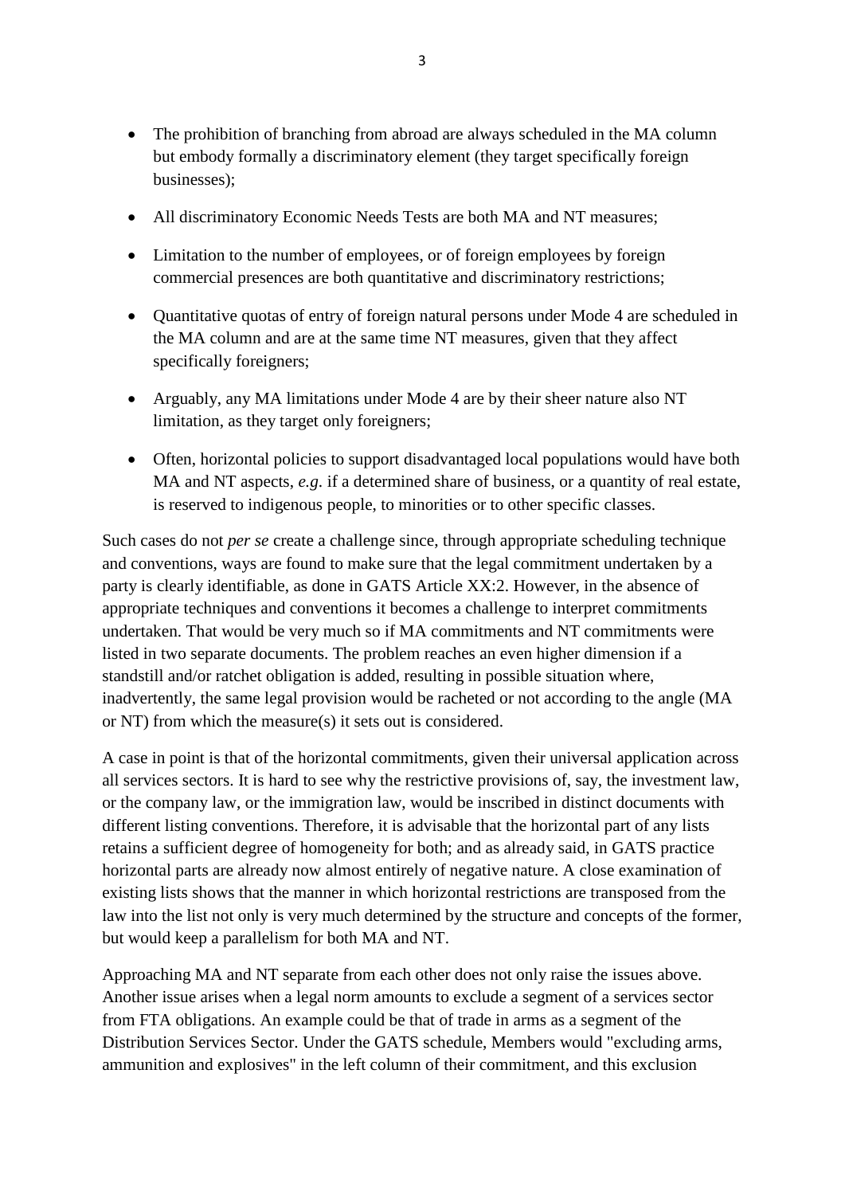- The prohibition of branching from abroad are always scheduled in the MA column but embody formally a discriminatory element (they target specifically foreign businesses);
- All discriminatory Economic Needs Tests are both MA and NT measures;
- Limitation to the number of employees, or of foreign employees by foreign commercial presences are both quantitative and discriminatory restrictions;
- Quantitative quotas of entry of foreign natural persons under Mode 4 are scheduled in the MA column and are at the same time NT measures, given that they affect specifically foreigners;
- Arguably, any MA limitations under Mode 4 are by their sheer nature also NT limitation, as they target only foreigners;
- Often, horizontal policies to support disadvantaged local populations would have both MA and NT aspects, *e.g.* if a determined share of business, or a quantity of real estate, is reserved to indigenous people, to minorities or to other specific classes.

Such cases do not *per se* create a challenge since, through appropriate scheduling technique and conventions, ways are found to make sure that the legal commitment undertaken by a party is clearly identifiable, as done in GATS Article XX:2. However, in the absence of appropriate techniques and conventions it becomes a challenge to interpret commitments undertaken. That would be very much so if MA commitments and NT commitments were listed in two separate documents. The problem reaches an even higher dimension if a standstill and/or ratchet obligation is added, resulting in possible situation where, inadvertently, the same legal provision would be racheted or not according to the angle (MA or NT) from which the measure(s) it sets out is considered.

A case in point is that of the horizontal commitments, given their universal application across all services sectors. It is hard to see why the restrictive provisions of, say, the investment law, or the company law, or the immigration law, would be inscribed in distinct documents with different listing conventions. Therefore, it is advisable that the horizontal part of any lists retains a sufficient degree of homogeneity for both; and as already said, in GATS practice horizontal parts are already now almost entirely of negative nature. A close examination of existing lists shows that the manner in which horizontal restrictions are transposed from the law into the list not only is very much determined by the structure and concepts of the former, but would keep a parallelism for both MA and NT.

Approaching MA and NT separate from each other does not only raise the issues above. Another issue arises when a legal norm amounts to exclude a segment of a services sector from FTA obligations. An example could be that of trade in arms as a segment of the Distribution Services Sector. Under the GATS schedule, Members would "excluding arms, ammunition and explosives" in the left column of their commitment, and this exclusion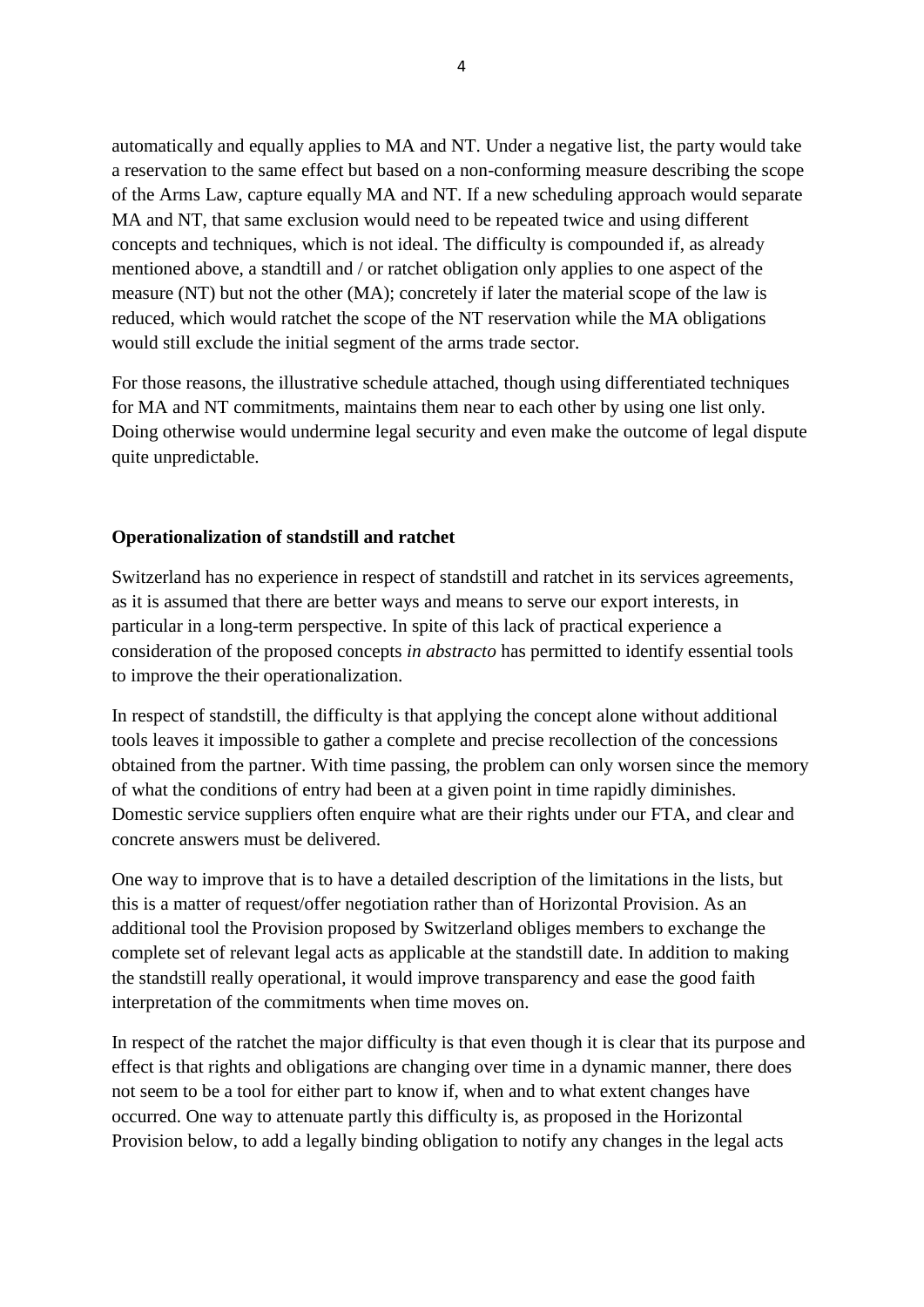automatically and equally applies to MA and NT. Under a negative list, the party would take a reservation to the same effect but based on a non-conforming measure describing the scope of the Arms Law, capture equally MA and NT. If a new scheduling approach would separate MA and NT, that same exclusion would need to be repeated twice and using different concepts and techniques, which is not ideal. The difficulty is compounded if, as already mentioned above, a standtill and / or ratchet obligation only applies to one aspect of the measure (NT) but not the other (MA); concretely if later the material scope of the law is reduced, which would ratchet the scope of the NT reservation while the MA obligations would still exclude the initial segment of the arms trade sector.

For those reasons, the illustrative schedule attached, though using differentiated techniques for MA and NT commitments, maintains them near to each other by using one list only. Doing otherwise would undermine legal security and even make the outcome of legal dispute quite unpredictable.

**Operationalization of standstill and ratchet**

Switzerland has no experience in respect of standstill and ratchet in its services agreements, as it is assumed that there are better ways and means to serve our export interests, in particular in a long-term perspective. In spite of this lack of practical experience a consideration of the proposed concepts *in abstracto* has permitted to identify essential tools to improve the their operationalization.

In respect of standstill, the difficulty is that applying the concept alone without additional tools leaves it impossible to gather a complete and precise recollection of the concessions obtained from the partner. With time passing, the problem can only worsen since the memory of what the conditions of entry had been at a given point in time rapidly diminishes. Domestic service suppliers often enquire what are their rights under our FTA, and clear and concrete answers must be delivered.

One way to improve that is to have a detailed description of the limitations in the lists, but this is a matter of request/offer negotiation rather than of Horizontal Provision. As an additional tool the Provision proposed by Switzerland obliges members to exchange the complete set of relevant legal acts as applicable at the standstill date. In addition to making the standstill really operational, it would improve transparency and ease the good faith interpretation of the commitments when time moves on.

In respect of the ratchet the major difficulty is that even though it is clear that its purpose and effect is that rights and obligations are changing over time in a dynamic manner, there does not seem to be a tool for either part to know if, when and to what extent changes have occurred. One way to attenuate partly this difficulty is, as proposed in the Horizontal Provision below, to add a legally binding obligation to notify any changes in the legal acts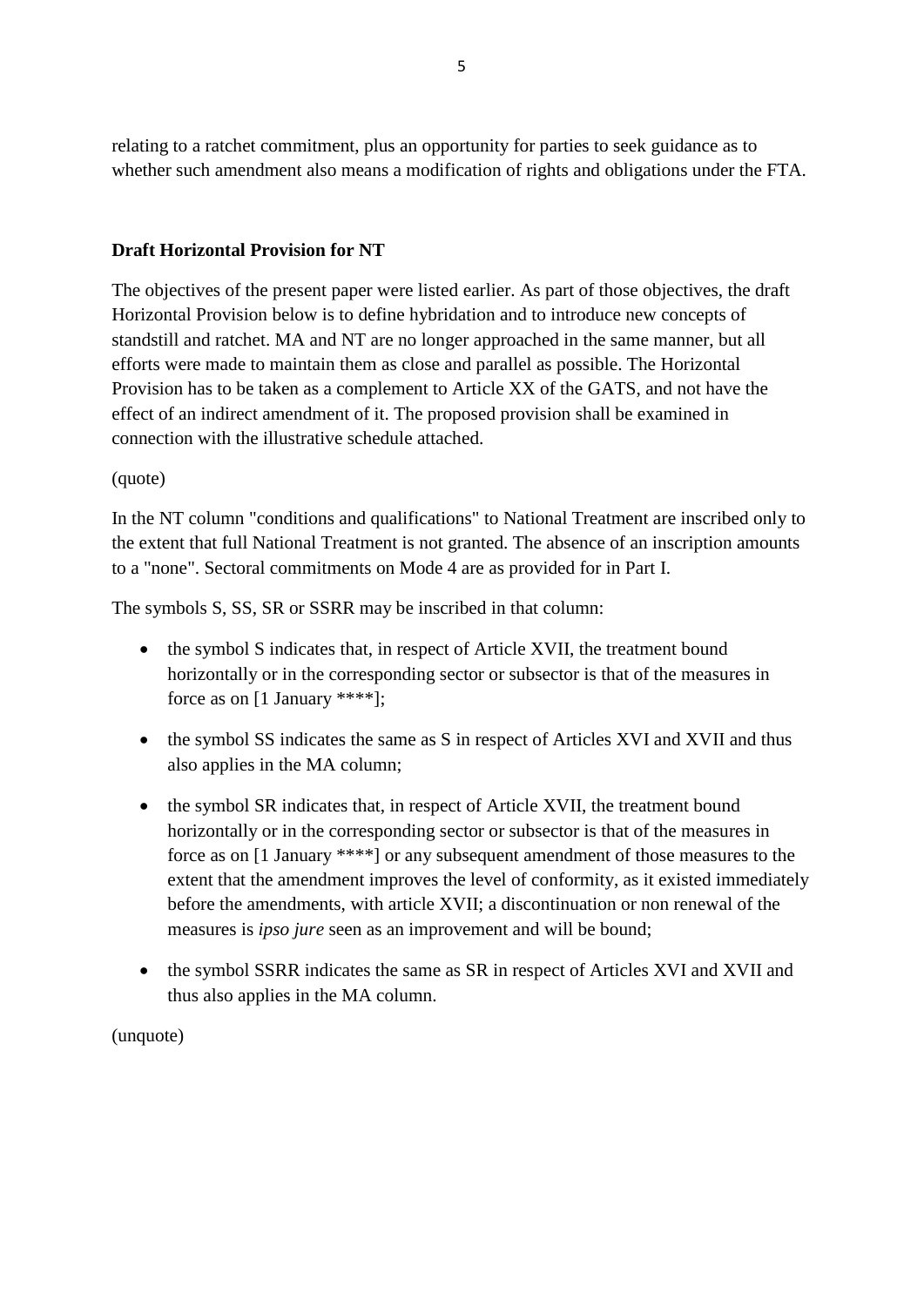relating to a ratchet commitment, plus an opportunity for parties to seek guidance as to whether such amendment also means a modification of rights and obligations under the FTA.

**Draft Horizontal Provision for NT**

The objectives of the present paper were listed earlier. As part of those objectives, the draft Horizontal Provision below is to define hybridation and to introduce new concepts of standstill and ratchet. MA and NT are no longer approached in the same manner, but all efforts were made to maintain them as close and parallel as possible. The Horizontal Provision has to be taken as a complement to Article XX of the GATS, and not have the effect of an indirect amendment of it. The proposed provision shall be examined in connection with the illustrative schedule attached.

(quote)

In the NT column "conditions and qualifications" to National Treatment are inscribed only to the extent that full National Treatment is not granted. The absence of an inscription amounts to a "none". Sectoral commitments on Mode 4 are as provided for in Part I.

The symbols S, SS, SR or SSRR may be inscribed in that column:

- the symbol S indicates that, in respect of Article XVII, the treatment bound horizontally or in the corresponding sector or subsector is that of the measures in force as on [1 January ****];
- the symbol SS indicates the same as S in respect of Articles XVI and XVII and thus also applies in the MA column;
- the symbol SR indicates that, in respect of Article XVII, the treatment bound horizontally or in the corresponding sector or subsector is that of the measures in force as on [1 January ****] or any subsequent amendment of those measures to the extent that the amendment improves the level of conformity, as it existed immediately before the amendments, with article XVII; a discontinuation or non renewal of the measures is *ipso jure* seen as an improvement and will be bound;
- the symbol SSRR indicates the same as SR in respect of Articles XVI and XVII and thus also applies in the MA column.

(unquote)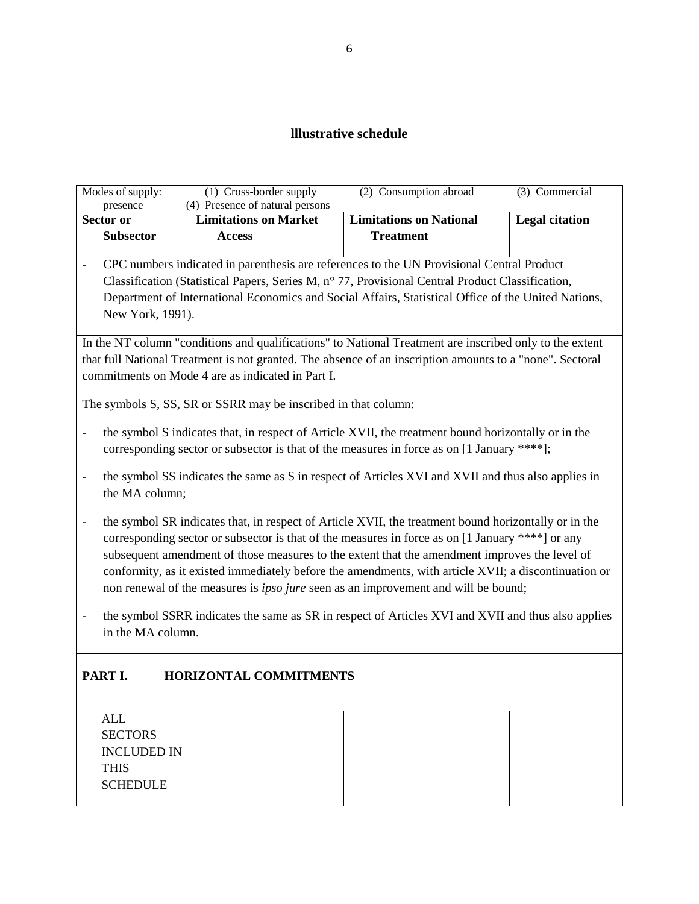## lllustrative schedule

Modes of supply: (1) Cross-border supply (2) Consumption abroad (3) Commercial presence (4) Presence of natural persons

| Sector or Subsector | Limitations on Market Access | Limitations on National Treatment | Legal citation |
|---|---|---|---|

- CPC numbers indicated in parenthesis are references to the UN Provisional Central Product Classification (Statistical Papers, Series M, n° 77, Provisional Central Product Classification, Department of International Economics and Social Affairs, Statistical Office of the United Nations, New York, 1991).

In the NT column "conditions and qualifications" to National Treatment are inscribed only to the extent that full National Treatment is not granted. The absence of an inscription amounts to a "none". Sectoral commitments on Mode 4 are as indicated in Part I.

The symbols S, SS, SR or SSRR may be inscribed in that column:

- the symbol S indicates that, in respect of Article XVII, the treatment bound horizontally or in the corresponding sector or subsector is that of the measures in force as on [1 January ****];
- the symbol SS indicates the same as S in respect of Articles XVI and XVII and thus also applies in the MA column;
- the symbol SR indicates that, in respect of Article XVII, the treatment bound horizontally or in the corresponding sector or subsector is that of the measures in force as on [1 January ****] or any subsequent amendment of those measures to the extent that the amendment improves the level of conformity, as it existed immediately before the amendments, with article XVII; a discontinuation or non renewal of the measures is *ipso jure* seen as an improvement and will be bound;
- the symbol SSRR indicates the same as SR in respect of Articles XVI and XVII and thus also applies in the MA column.

### PART I. HORIZONTAL COMMITMENTS

| | | | |
|---|---|---|---|
| ALL SECTORS INCLUDED IN THIS SCHEDULE | | | |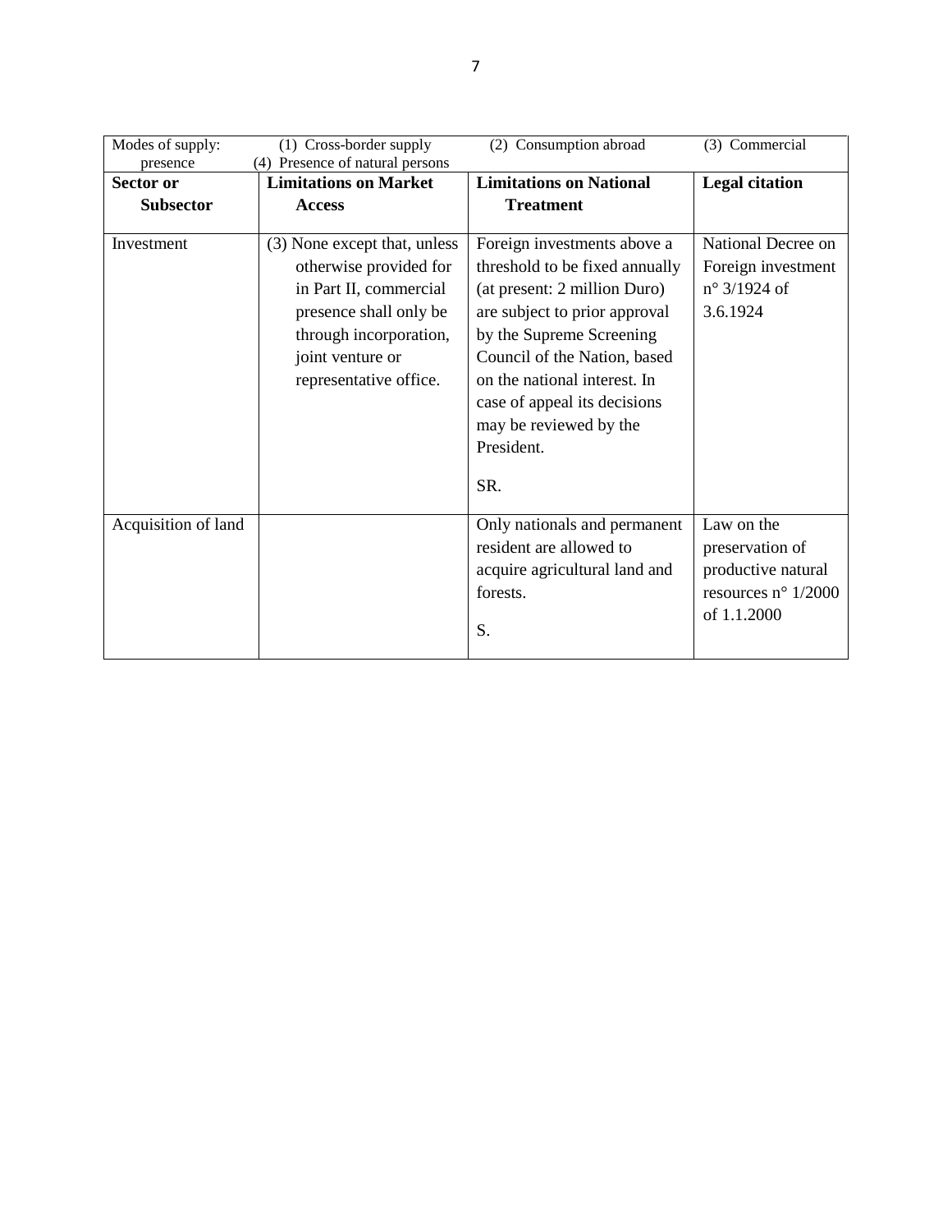| Modes of supply: (1) Cross-border supply (2) Consumption abroad (3) Commercial presence (4) Presence of natural persons | | | |
|---|---|---|---|
| **Sector or Subsector** | **Limitations on Market Access** | **Limitations on National Treatment** | **Legal citation** |
| Investment | (3) None except that, unless otherwise provided for in Part II, commercial presence shall only be through incorporation, joint venture or representative office. | Foreign investments above a threshold to be fixed annually (at present: 2 million Duro) are subject to prior approval by the Supreme Screening Council of the Nation, based on the national interest. In case of appeal its decisions may be reviewed by the President.<br><br>SR. | National Decree on Foreign investment n° 3/1924 of 3.6.1924 |
| Acquisition of land | | Only nationals and permanent resident are allowed to acquire agricultural land and forests.<br><br>S. | Law on the preservation of productive natural resources n° 1/2000 of 1.1.2000 |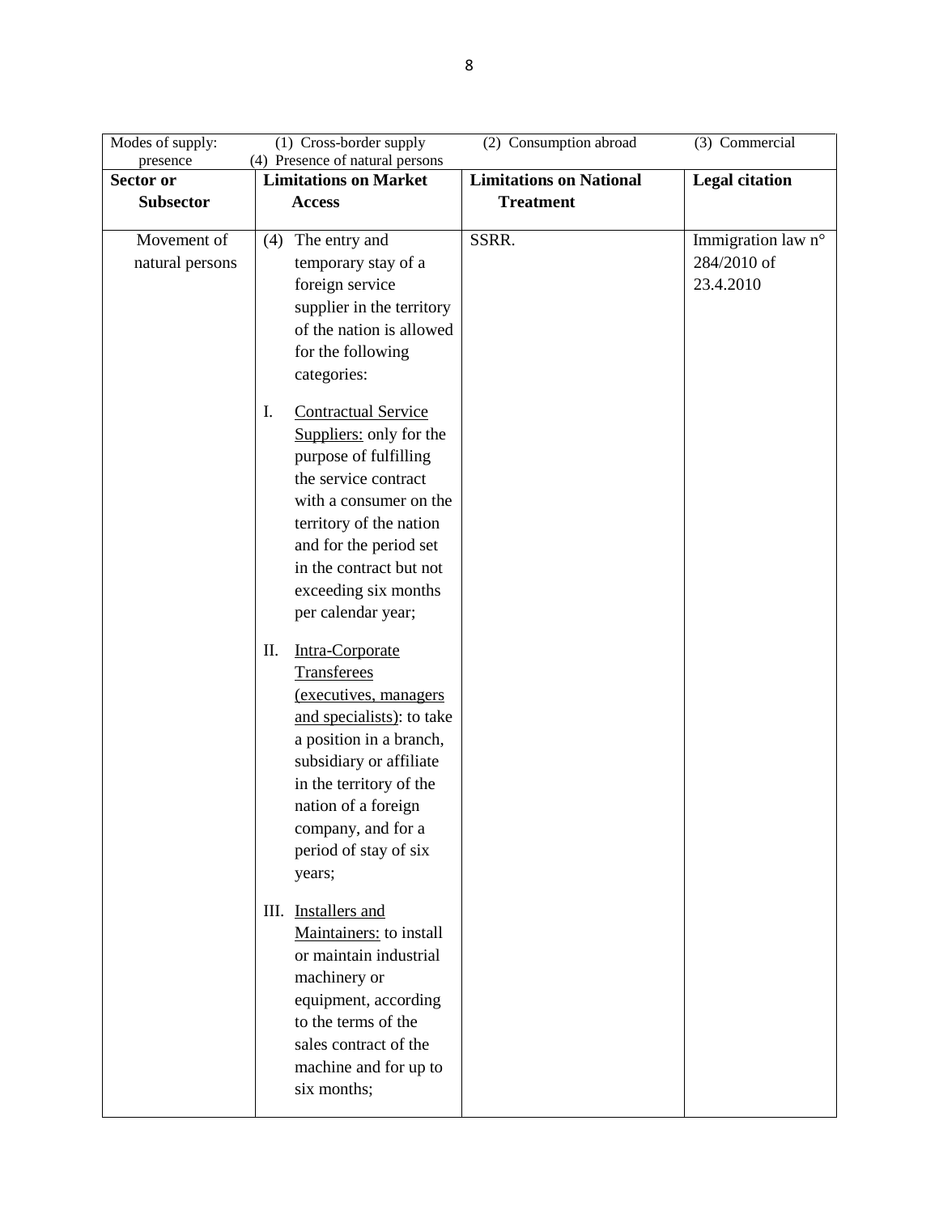| Modes of supply: (1) Cross-border supply (2) Consumption abroad (3) Commercial presence (4) Presence of natural persons | | | |
|---|---|---|---|
| **Sector or Subsector** | **Limitations on Market Access** | **Limitations on National Treatment** | **Legal citation** |
| Movement of natural persons | (4) The entry and temporary stay of a foreign service supplier in the territory of the nation is allowed for the following categories:<br><br>I. Contractual Service Suppliers: only for the purpose of fulfilling the service contract with a consumer on the territory of the nation and for the period set in the contract but not exceeding six months per calendar year;<br><br>II. Intra-Corporate Transferees (executives, managers and specialists): to take a position in a branch, subsidiary or affiliate in the territory of the nation of a foreign company, and for a period of stay of six years;<br><br>III. Installers and Maintainers: to install or maintain industrial machinery or equipment, according to the terms of the sales contract of the machine and for up to six months; | SSRR. | Immigration law n° 284/2010 of 23.4.2010 |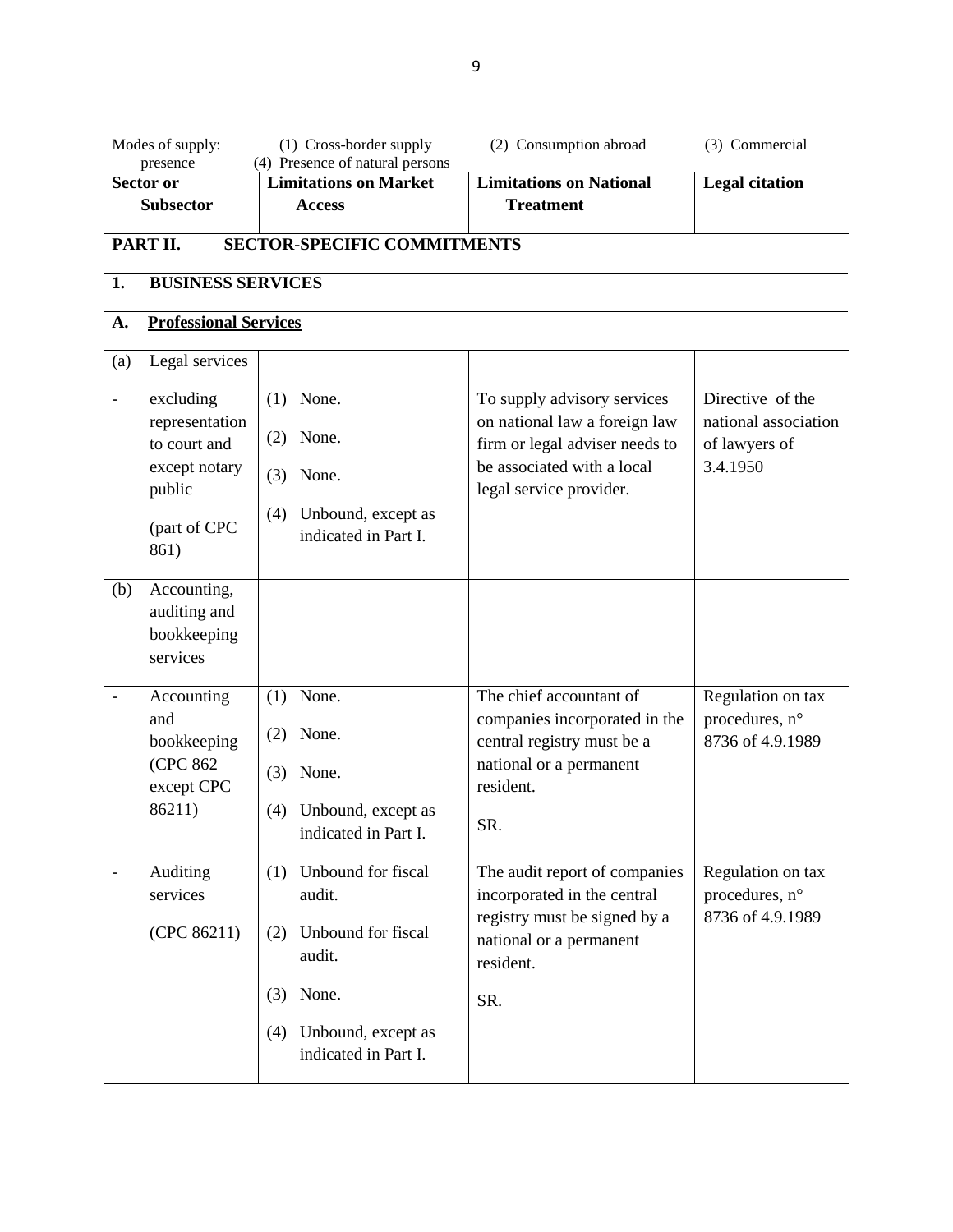| Modes of supply: (1) Cross-border supply (2) Consumption abroad (3) Commercial presence (4) Presence of natural persons | | | |
|---|---|---|---|
| **Sector or Subsector** | **Limitations on Market Access** | **Limitations on National Treatment** | **Legal citation** |
| **PART II. SECTOR-SPECIFIC COMMITMENTS** | | | |
| **1. BUSINESS SERVICES** | | | |
| **A. <u>Professional Services</u>** | | | |
| (a) Legal services<br>- excluding representation to court and except notary public<br>(part of CPC 861) | (1) None.<br>(2) None.<br>(3) None.<br>(4) Unbound, except as indicated in Part I. | To supply advisory services on national law a foreign law firm or legal adviser needs to be associated with a local legal service provider. | Directive of the national association of lawyers of 3.4.1950 |
| (b) Accounting, auditing and bookkeeping services | | | |
| - Accounting and bookkeeping (CPC 862 except CPC 86211) | (1) None.<br>(2) None.<br>(3) None.<br>(4) Unbound, except as indicated in Part I. | The chief accountant of companies incorporated in the central registry must be a national or a permanent resident.<br>SR. | Regulation on tax procedures, n° 8736 of 4.9.1989 |
| - Auditing services<br>(CPC 86211) | (1) Unbound for fiscal audit.<br>(2) Unbound for fiscal audit.<br>(3) None.<br>(4) Unbound, except as indicated in Part I. | The audit report of companies incorporated in the central registry must be signed by a national or a permanent resident.<br>SR. | Regulation on tax procedures, n° 8736 of 4.9.1989 |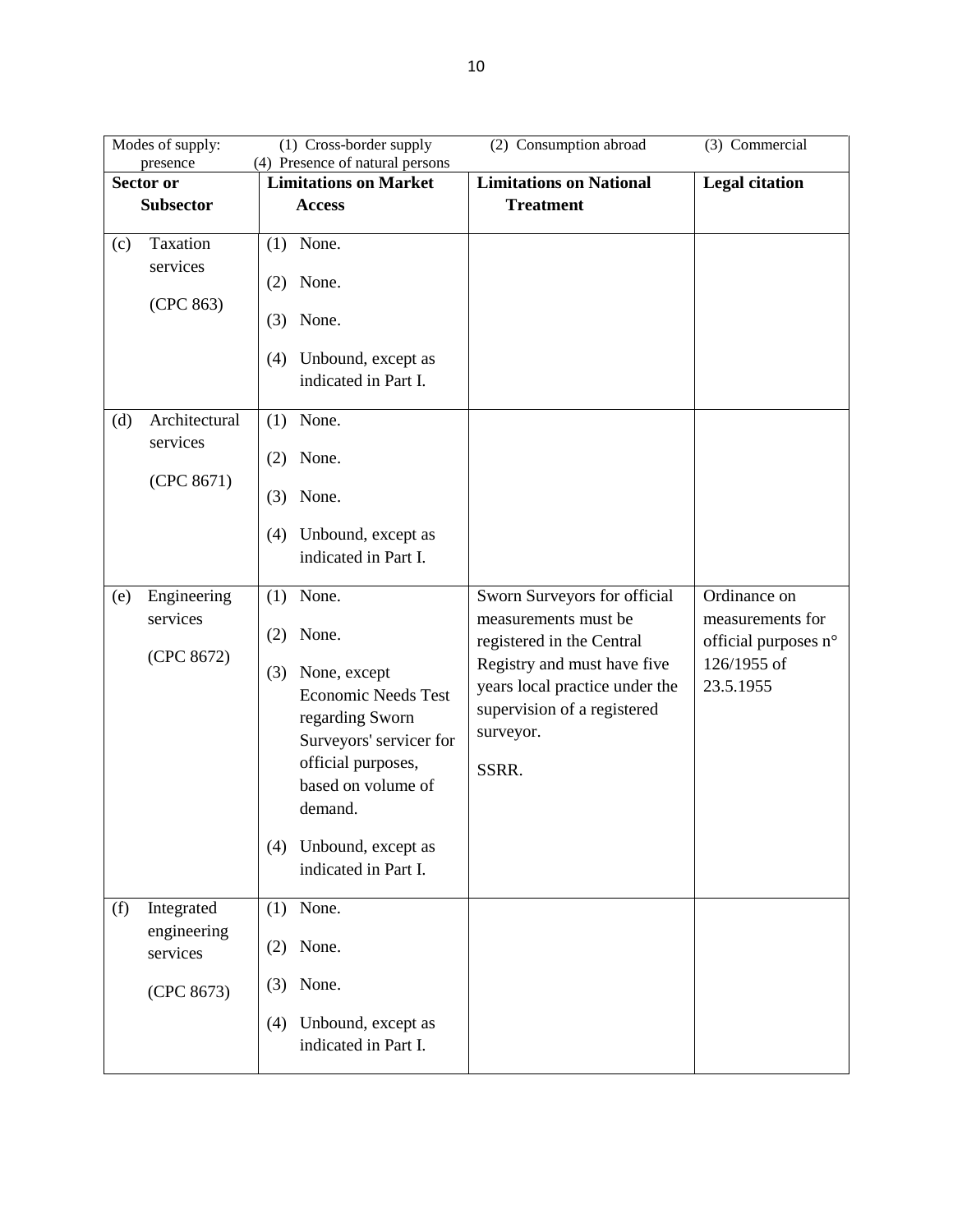| Modes of supply: (1) Cross-border supply (2) Consumption abroad (3) Commercial presence (4) Presence of natural persons | | | |
|---|---|---|---|
| **Sector or Subsector** | **Limitations on Market Access** | **Limitations on National Treatment** | **Legal citation** |
| (c) Taxation services (CPC 863) | (1) None.<br>(2) None.<br>(3) None.<br>(4) Unbound, except as indicated in Part I. | | |
| (d) Architectural services (CPC 8671) | (1) None.<br>(2) None.<br>(3) None.<br>(4) Unbound, except as indicated in Part I. | | |
| (e) Engineering services (CPC 8672) | (1) None.<br>(2) None.<br>(3) None, except Economic Needs Test regarding Sworn Surveyors' servicer for official purposes, based on volume of demand.<br>(4) Unbound, except as indicated in Part I. | Sworn Surveyors for official measurements must be registered in the Central Registry and must have five years local practice under the supervision of a registered surveyor.<br>SSRR. | Ordinance on measurements for official purposes n° 126/1955 of 23.5.1955 |
| (f) Integrated engineering services (CPC 8673) | (1) None.<br>(2) None.<br>(3) None.<br>(4) Unbound, except as indicated in Part I. | | |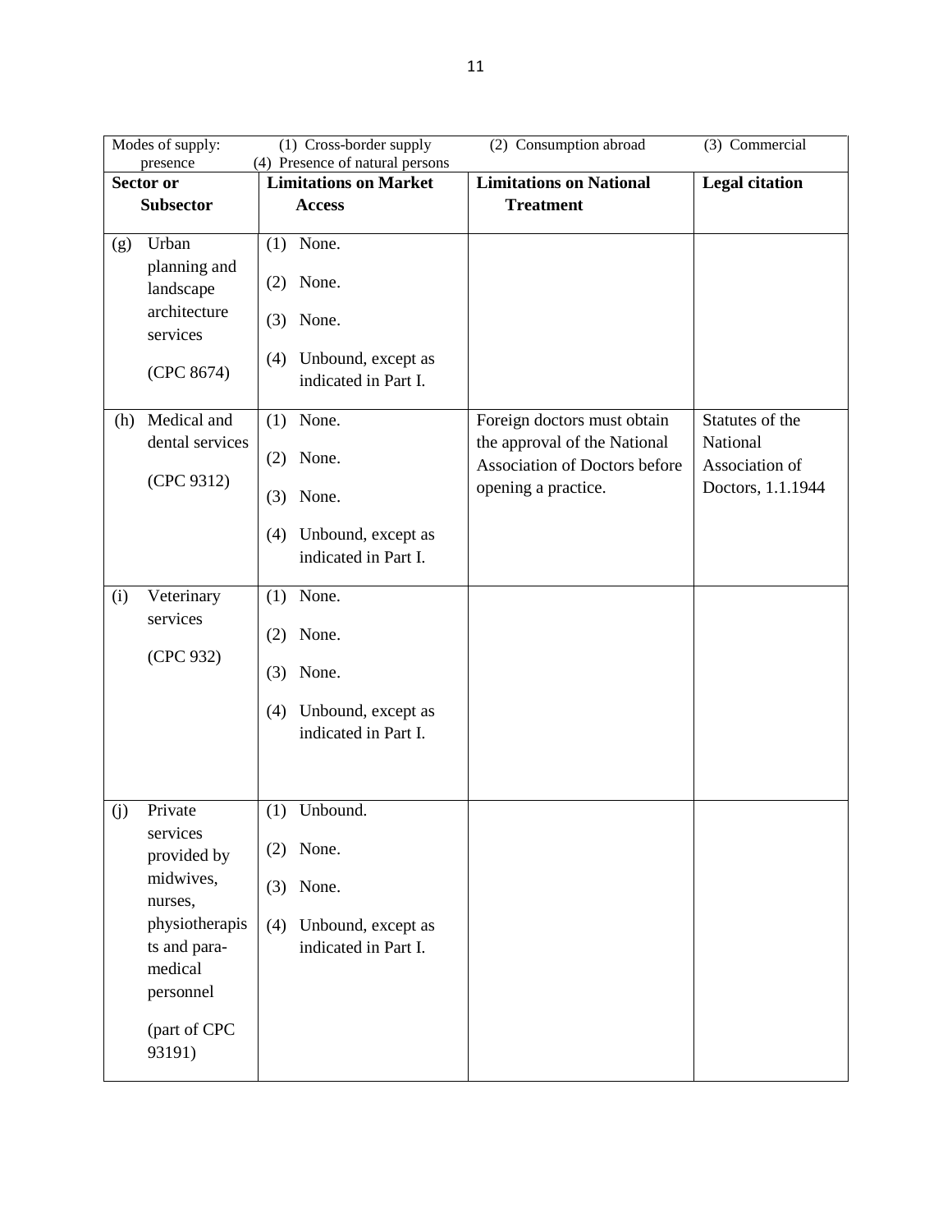| Modes of supply: (1) Cross-border supply (2) Consumption abroad (3) Commercial presence (4) Presence of natural persons | | | |
|---|---|---|---|
| **Sector or Subsector** | **Limitations on Market Access** | **Limitations on National Treatment** | **Legal citation** |
| (g) Urban planning and landscape architecture services (CPC 8674) | (1) None. (2) None. (3) None. (4) Unbound, except as indicated in Part I. | | |
| (h) Medical and dental services (CPC 9312) | (1) None. (2) None. (3) None. (4) Unbound, except as indicated in Part I. | Foreign doctors must obtain the approval of the National Association of Doctors before opening a practice. | Statutes of the National Association of Doctors, 1.1.1944 |
| (i) Veterinary services (CPC 932) | (1) None. (2) None. (3) None. (4) Unbound, except as indicated in Part I. | | |
| (j) Private services provided by midwives, nurses, physiotherapists and para-medical personnel (part of CPC 93191) | (1) Unbound. (2) None. (3) None. (4) Unbound, except as indicated in Part I. | | |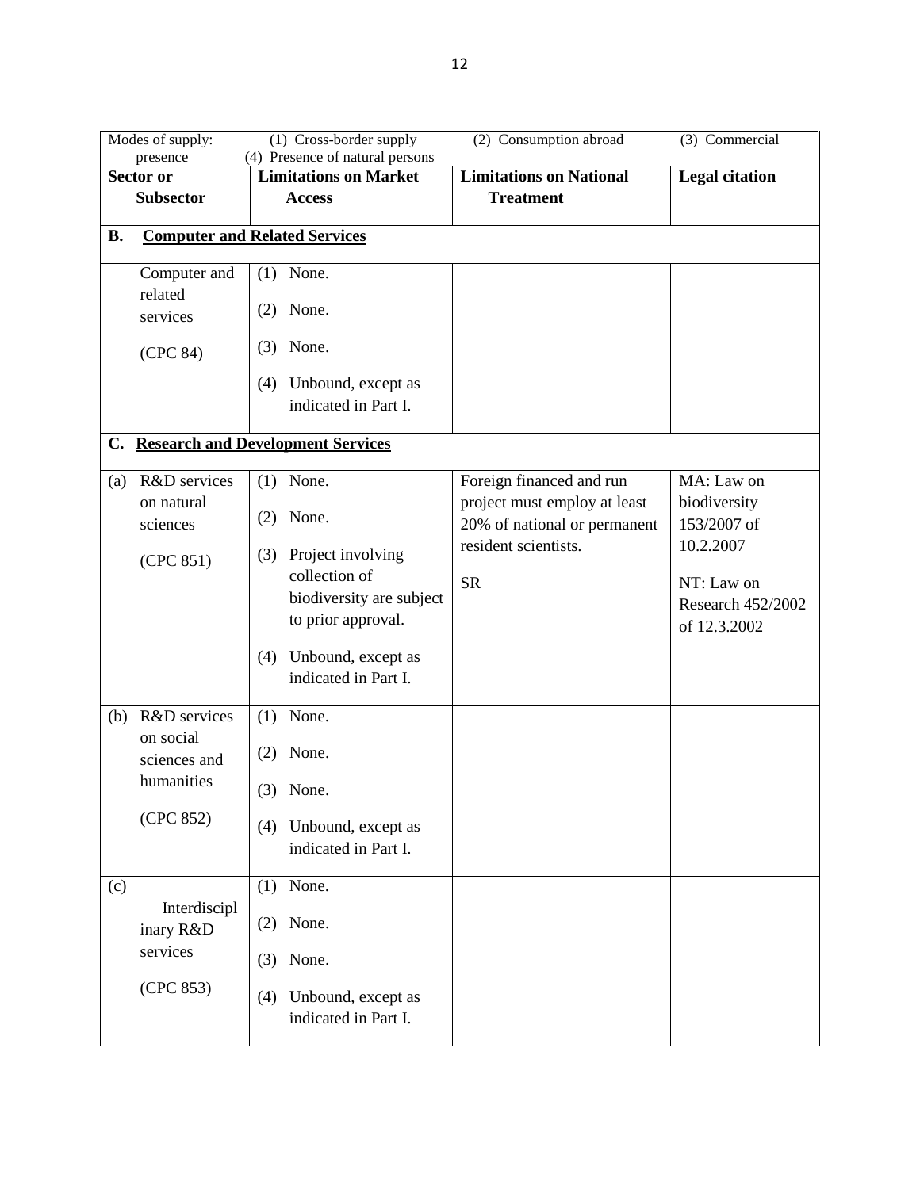| Modes of supply: (1) Cross-border supply (2) Consumption abroad (3) Commercial presence (4) Presence of natural persons | | | |
|---|---|---|---|
| **Sector or Subsector** | **Limitations on Market Access** | **Limitations on National Treatment** | **Legal citation** |
| **B. Computer and Related Services** | | | |
| Computer and related services (CPC 84) | (1) None. (2) None. (3) None. (4) Unbound, except as indicated in Part I. | | |
| **C. Research and Development Services** | | | |
| (a) R&D services on natural sciences (CPC 851) | (1) None. (2) None. (3) Project involving collection of biodiversity are subject to prior approval. (4) Unbound, except as indicated in Part I. | Foreign financed and run project must employ at least 20% of national or permanent resident scientists. SR | MA: Law on biodiversity 153/2007 of 10.2.2007 NT: Law on Research 452/2002 of 12.3.2002 |
| (b) R&D services on social sciences and humanities (CPC 852) | (1) None. (2) None. (3) None. (4) Unbound, except as indicated in Part I. | | |
| (c) Interdisciplinary R&D services (CPC 853) | (1) None. (2) None. (3) None. (4) Unbound, except as indicated in Part I. | | |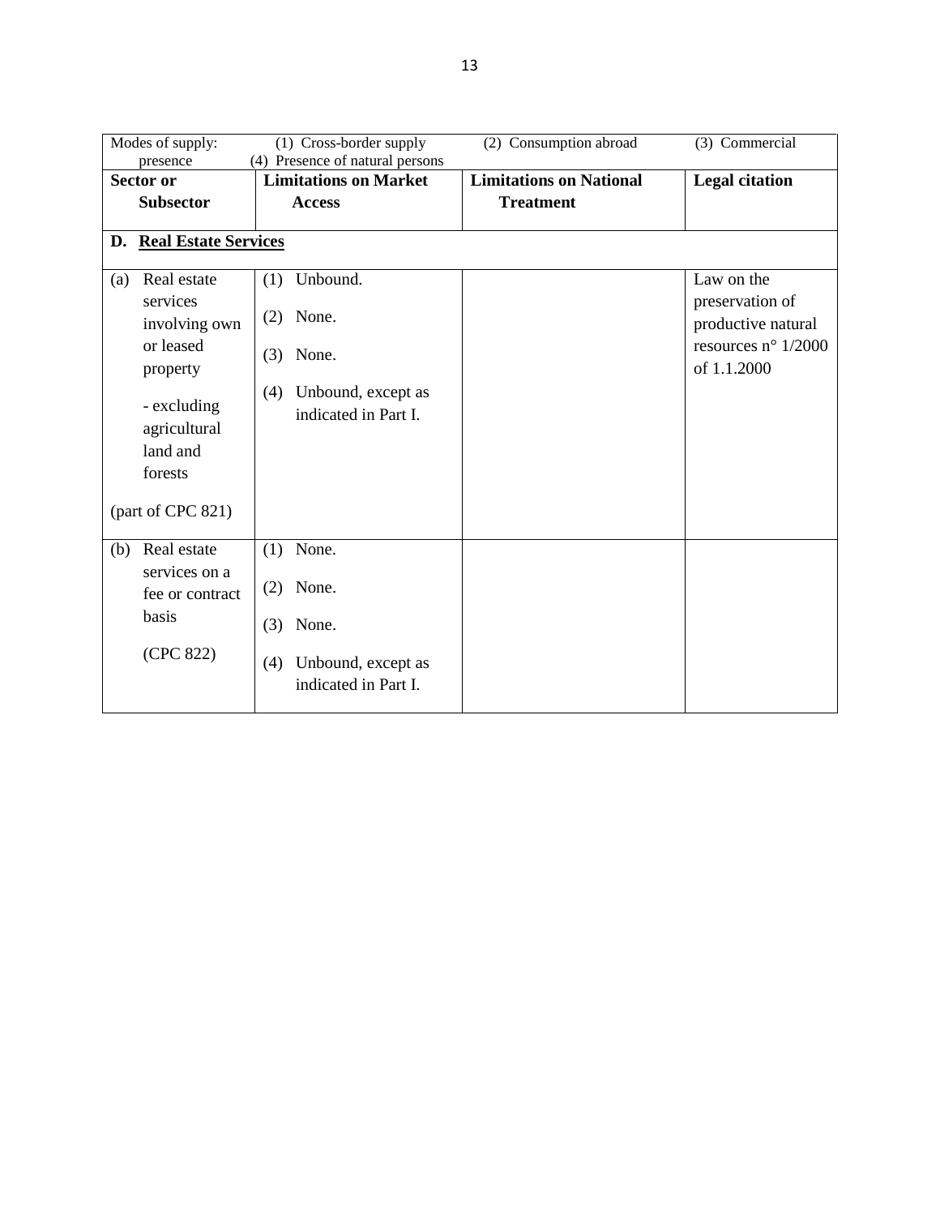| Modes of supply: (1) Cross-border supply (2) Consumption abroad (3) Commercial presence (4) Presence of natural persons | | | |
|---|---|---|---|
| **Sector or Subsector** | **Limitations on Market Access** | **Limitations on National Treatment** | **Legal citation** |
| **D. Real Estate Services** | | | |
| (a) Real estate services involving own or leased property<br><br>- excluding agricultural land and forests<br><br>(part of CPC 821) | (1) Unbound.<br><br>(2) None.<br><br>(3) None.<br><br>(4) Unbound, except as indicated in Part I. | | Law on the preservation of productive natural resources n° 1/2000 of 1.1.2000 |
| (b) Real estate services on a fee or contract basis<br><br>(CPC 822) | (1) None.<br><br>(2) None.<br><br>(3) None.<br><br>(4) Unbound, except as indicated in Part I. | | |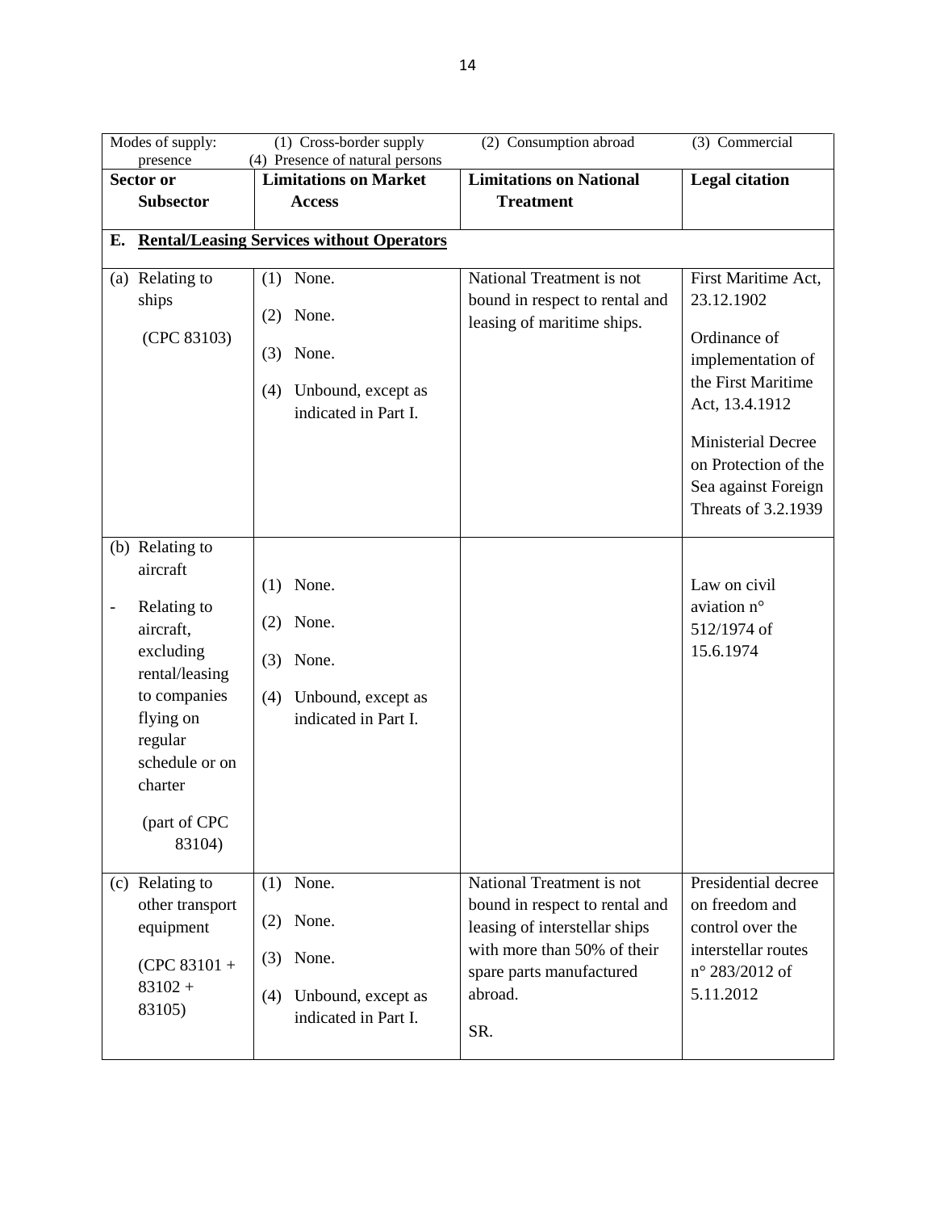| Modes of supply: (1) Cross-border supply (2) Consumption abroad (3) Commercial presence (4) Presence of natural persons | | | |
|---|---|---|---|
| **Sector or Subsector** | **Limitations on Market Access** | **Limitations on National Treatment** | **Legal citation** |
| **E. Rental/Leasing Services without Operators** | | | |
| (a) Relating to ships<br><br>(CPC 83103) | (1) None.<br><br>(2) None.<br><br>(3) None.<br><br>(4) Unbound, except as indicated in Part I. | National Treatment is not bound in respect to rental and leasing of maritime ships. | First Maritime Act, 23.12.1902<br><br>Ordinance of implementation of the First Maritime Act, 13.4.1912<br><br>Ministerial Decree on Protection of the Sea against Foreign Threats of 3.2.1939 |
| (b) Relating to aircraft<br><br>- Relating to aircraft, excluding rental/leasing to companies flying on regular schedule or on charter<br><br>(part of CPC 83104) | (1) None.<br><br>(2) None.<br><br>(3) None.<br><br>(4) Unbound, except as indicated in Part I. | | Law on civil aviation n° 512/1974 of 15.6.1974 |
| (c) Relating to other transport equipment<br><br>(CPC 83101 + 83102 + 83105) | (1) None.<br><br>(2) None.<br><br>(3) None.<br><br>(4) Unbound, except as indicated in Part I. | National Treatment is not bound in respect to rental and leasing of interstellar ships with more than 50% of their spare parts manufactured abroad.<br><br>SR. | Presidential decree on freedom and control over the interstellar routes n° 283/2012 of 5.11.2012 |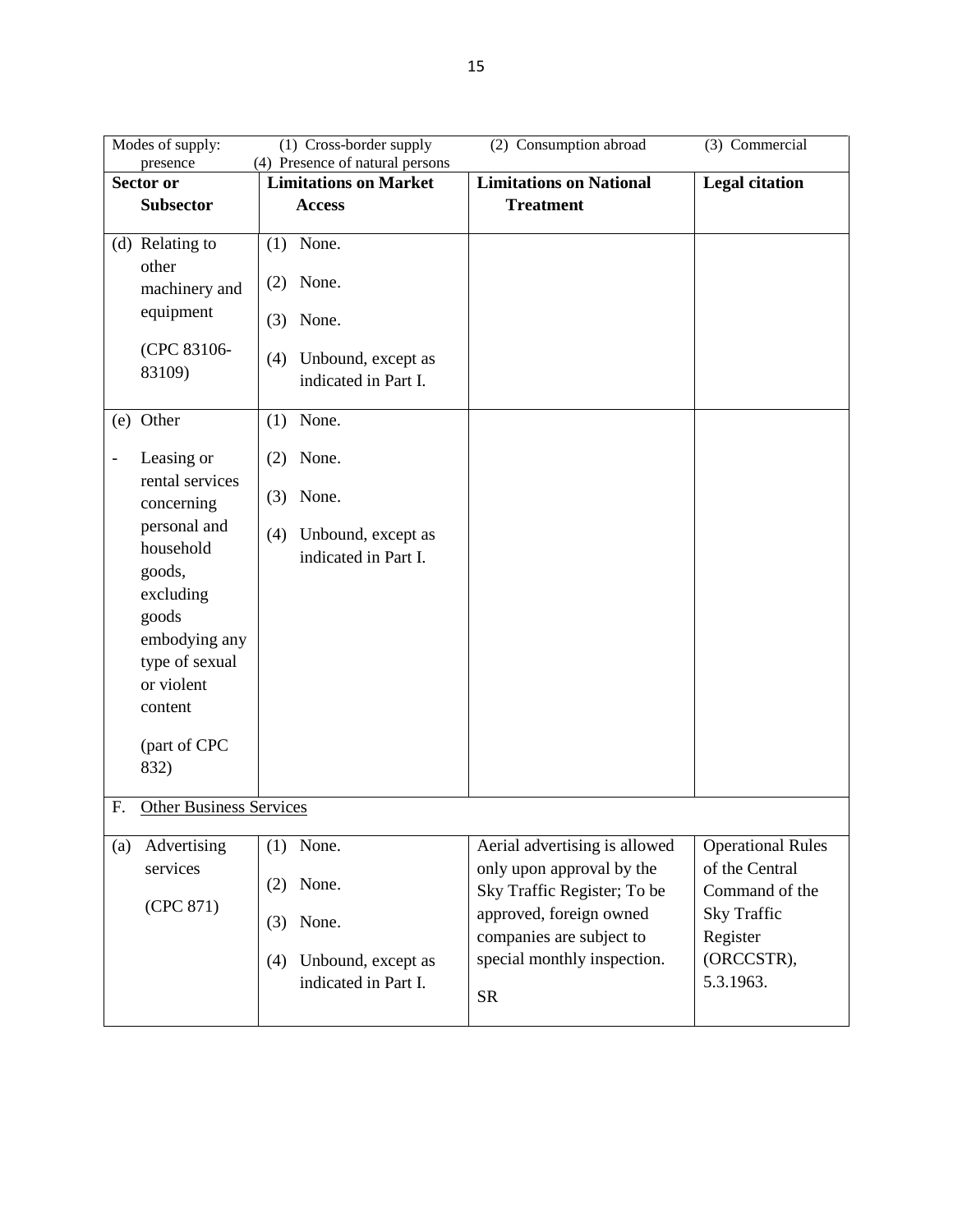| Modes of supply: (1) Cross-border supply (2) Consumption abroad (3) Commercial presence (4) Presence of natural persons | | | |
|---|---|---|---|
| **Sector or Subsector** | **Limitations on Market Access** | **Limitations on National Treatment** | **Legal citation** |
| (d) Relating to other machinery and equipment<br><br>(CPC 83106-83109) | (1) None.<br><br>(2) None.<br><br>(3) None.<br><br>(4) Unbound, except as indicated in Part I. | | |
| (e) Other<br><br>- Leasing or rental services concerning personal and household goods, excluding goods embodying any type of sexual or violent content<br><br>(part of CPC 832) | (1) None.<br><br>(2) None.<br><br>(3) None.<br><br>(4) Unbound, except as indicated in Part I. | | |
| F. Other Business Services | | | |
| (a) Advertising services<br><br>(CPC 871) | (1) None.<br><br>(2) None.<br><br>(3) None.<br><br>(4) Unbound, except as indicated in Part I. | Aerial advertising is allowed only upon approval by the Sky Traffic Register; To be approved, foreign owned companies are subject to special monthly inspection.<br><br>SR | Operational Rules of the Central Command of the Sky Traffic Register (ORCCSTR), 5.3.1963. |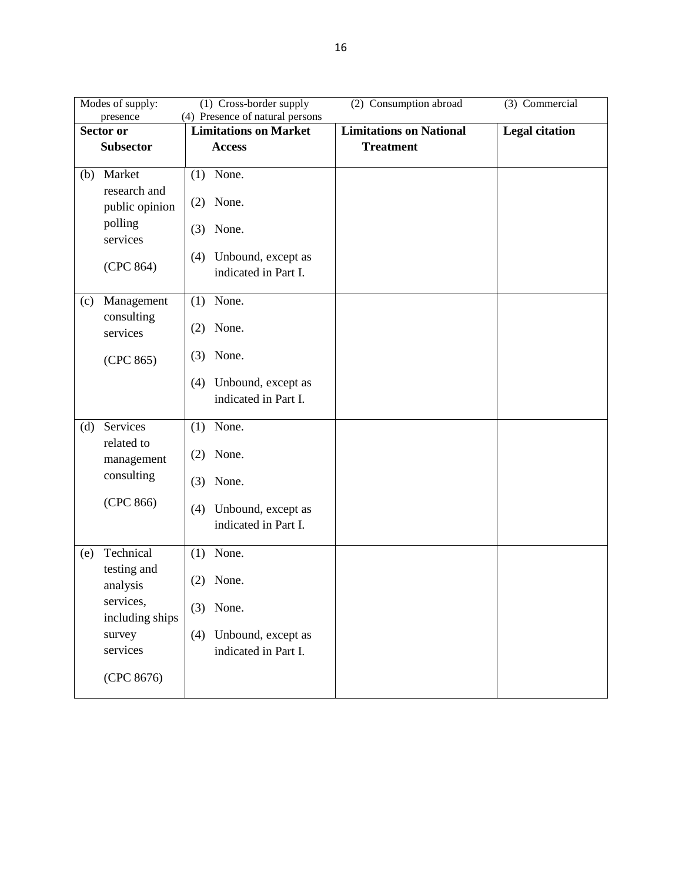| Modes of supply: (1) Cross-border supply (2) Consumption abroad (3) Commercial presence (4) Presence of natural persons | | | |
|---|---|---|---|
| **Sector or Subsector** | **Limitations on Market Access** | **Limitations on National Treatment** | **Legal citation** |
| (b) Market research and public opinion polling services<br><br>(CPC 864) | (1) None.<br><br>(2) None.<br><br>(3) None.<br><br>(4) Unbound, except as indicated in Part I. | | |
| (c) Management consulting services<br><br>(CPC 865) | (1) None.<br><br>(2) None.<br><br>(3) None.<br><br>(4) Unbound, except as indicated in Part I. | | |
| (d) Services related to management consulting<br><br>(CPC 866) | (1) None.<br><br>(2) None.<br><br>(3) None.<br><br>(4) Unbound, except as indicated in Part I. | | |
| (e) Technical testing and analysis services, including ships survey services<br><br>(CPC 8676) | (1) None.<br><br>(2) None.<br><br>(3) None.<br><br>(4) Unbound, except as indicated in Part I. | | |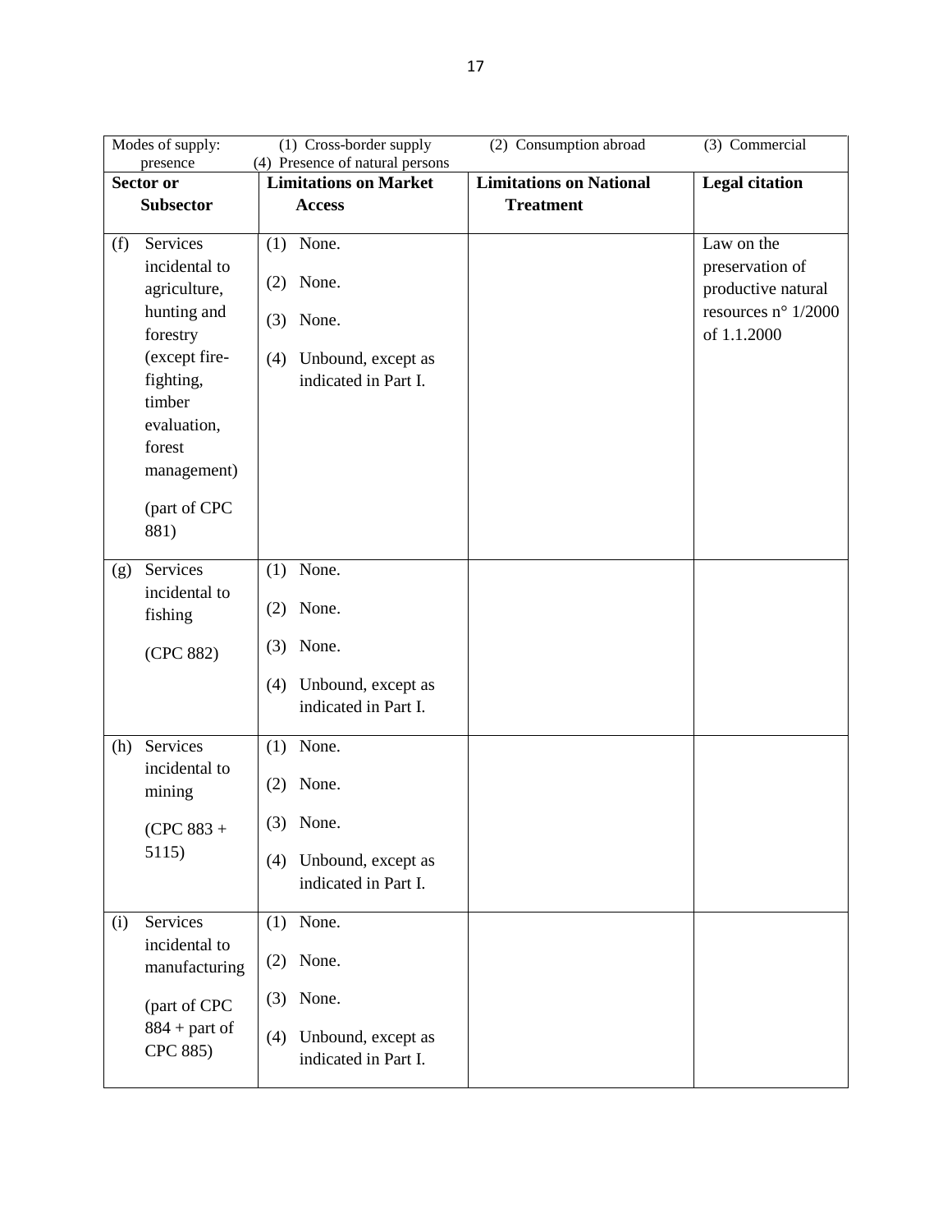| Modes of supply: (1) Cross-border supply (2) Consumption abroad (3) Commercial presence (4) Presence of natural persons | | | |
|---|---|---|---|
| **Sector or Subsector** | **Limitations on Market Access** | **Limitations on National Treatment** | **Legal citation** |
| (f) Services incidental to agriculture, hunting and forestry (except fire-fighting, timber evaluation, forest management) (part of CPC 881) | (1) None. (2) None. (3) None. (4) Unbound, except as indicated in Part I. | | Law on the preservation of productive natural resources n° 1/2000 of 1.1.2000 |
| (g) Services incidental to fishing (CPC 882) | (1) None. (2) None. (3) None. (4) Unbound, except as indicated in Part I. | | |
| (h) Services incidental to mining (CPC 883 + 5115) | (1) None. (2) None. (3) None. (4) Unbound, except as indicated in Part I. | | |
| (i) Services incidental to manufacturing (part of CPC 884 + part of CPC 885) | (1) None. (2) None. (3) None. (4) Unbound, except as indicated in Part I. | | |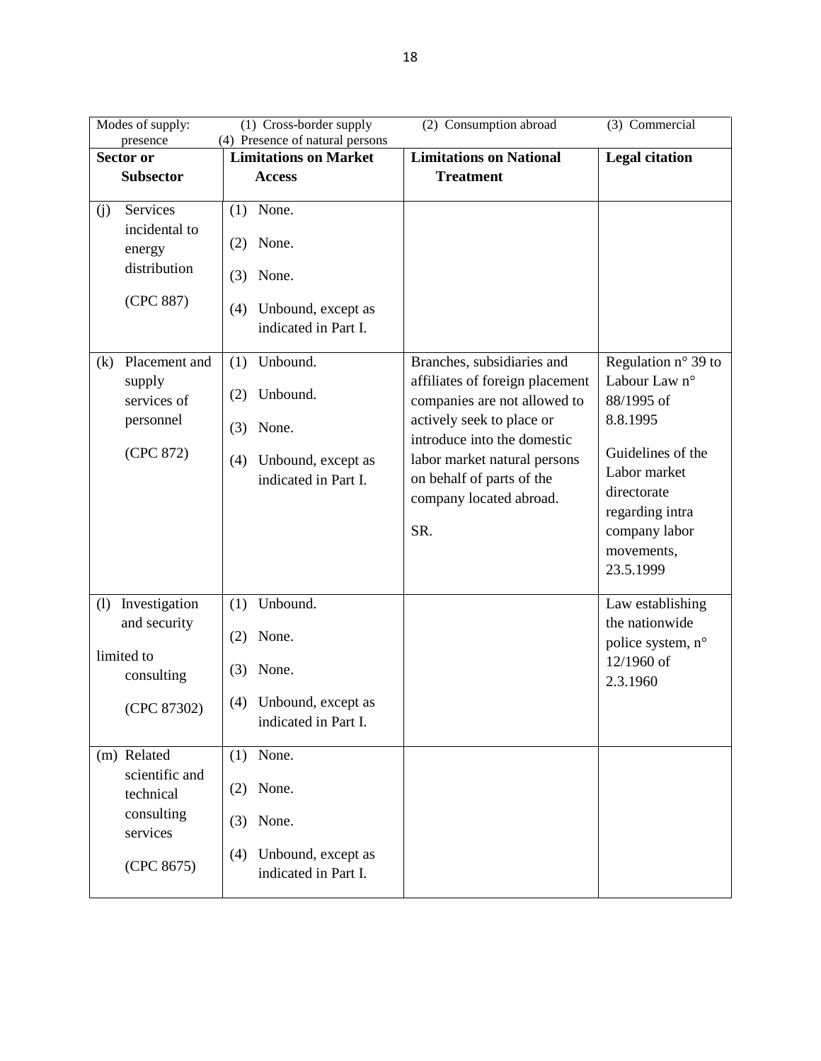| Modes of supply: (1) Cross-border supply (2) Consumption abroad (3) Commercial presence (4) Presence of natural persons | | | |
|---|---|---|---|
| **Sector or Subsector** | **Limitations on Market Access** | **Limitations on National Treatment** | **Legal citation** |
| (j) Services incidental to energy distribution<br><br>(CPC 887) | (1) None.<br><br>(2) None.<br><br>(3) None.<br><br>(4) Unbound, except as indicated in Part I. | | |
| (k) Placement and supply services of personnel<br><br>(CPC 872) | (1) Unbound.<br><br>(2) Unbound.<br><br>(3) None.<br><br>(4) Unbound, except as indicated in Part I. | Branches, subsidiaries and affiliates of foreign placement companies are not allowed to actively seek to place or introduce into the domestic labor market natural persons on behalf of parts of the company located abroad.<br><br>SR. | Regulation n° 39 to Labour Law n° 88/1995 of 8.8.1995<br><br>Guidelines of the Labor market directorate regarding intra company labor movements, 23.5.1999 |
| (l) Investigation and security<br><br>limited to consulting<br><br>(CPC 87302) | (1) Unbound.<br><br>(2) None.<br><br>(3) None.<br><br>(4) Unbound, except as indicated in Part I. | | Law establishing the nationwide police system, n° 12/1960 of 2.3.1960 |
| (m) Related scientific and technical consulting services<br><br>(CPC 8675) | (1) None.<br><br>(2) None.<br><br>(3) None.<br><br>(4) Unbound, except as indicated in Part I. | | |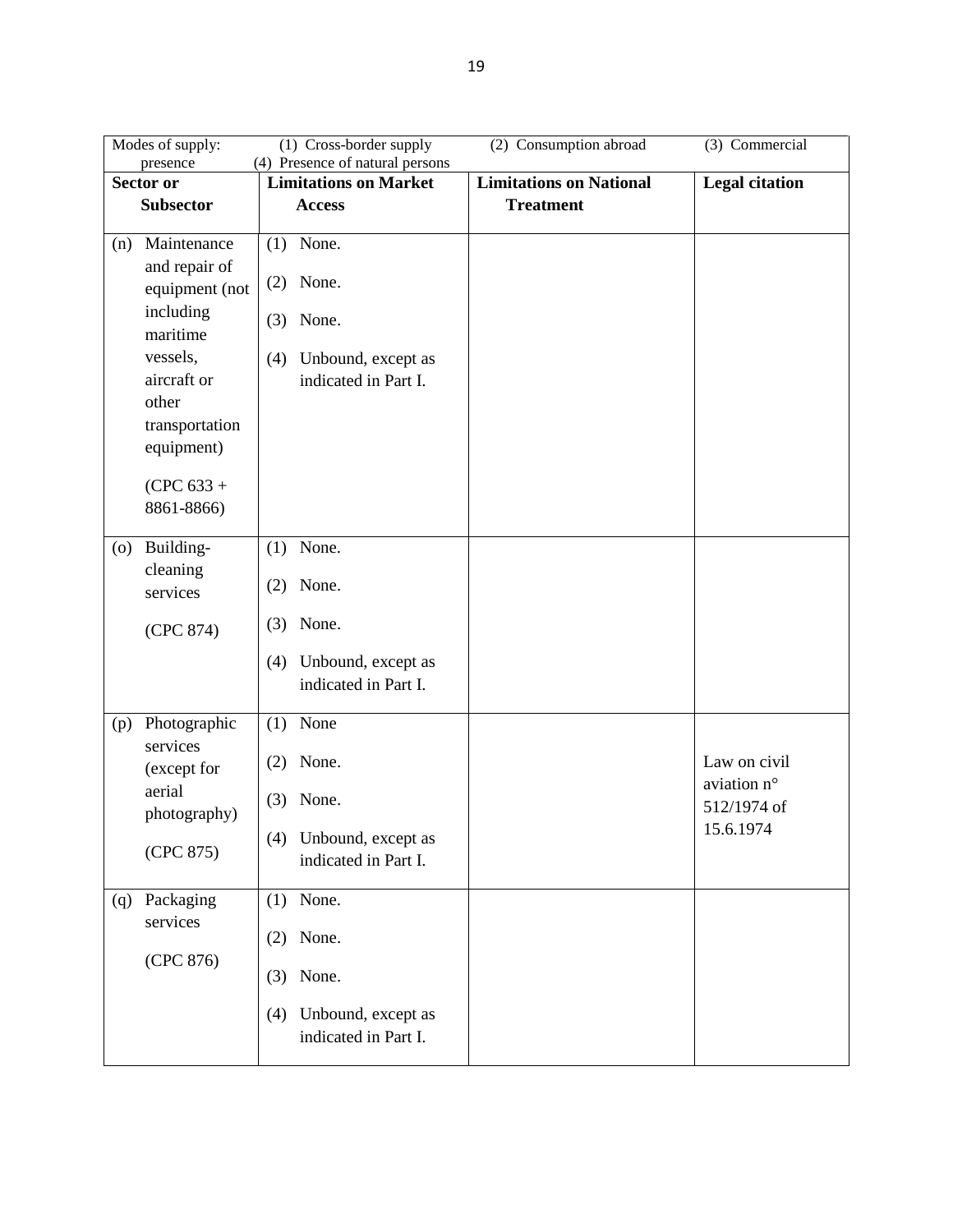| Modes of supply: (1) Cross-border supply (2) Consumption abroad (3) Commercial presence (4) Presence of natural persons | | | |
|---|---|---|---|
| **Sector or Subsector** | **Limitations on Market Access** | **Limitations on National Treatment** | **Legal citation** |
| (n) Maintenance and repair of equipment (not including maritime vessels, aircraft or other transportation equipment)<br><br>(CPC 633 + 8861-8866) | (1) None.<br><br>(2) None.<br><br>(3) None.<br><br>(4) Unbound, except as indicated in Part I. | | |
| (o) Building-cleaning services<br><br>(CPC 874) | (1) None.<br><br>(2) None.<br><br>(3) None.<br><br>(4) Unbound, except as indicated in Part I. | | |
| (p) Photographic services (except for aerial photography)<br><br>(CPC 875) | (1) None<br><br>(2) None.<br><br>(3) None.<br><br>(4) Unbound, except as indicated in Part I. | | Law on civil aviation n° 512/1974 of 15.6.1974 |
| (q) Packaging services<br><br>(CPC 876) | (1) None.<br><br>(2) None.<br><br>(3) None.<br><br>(4) Unbound, except as indicated in Part I. | | |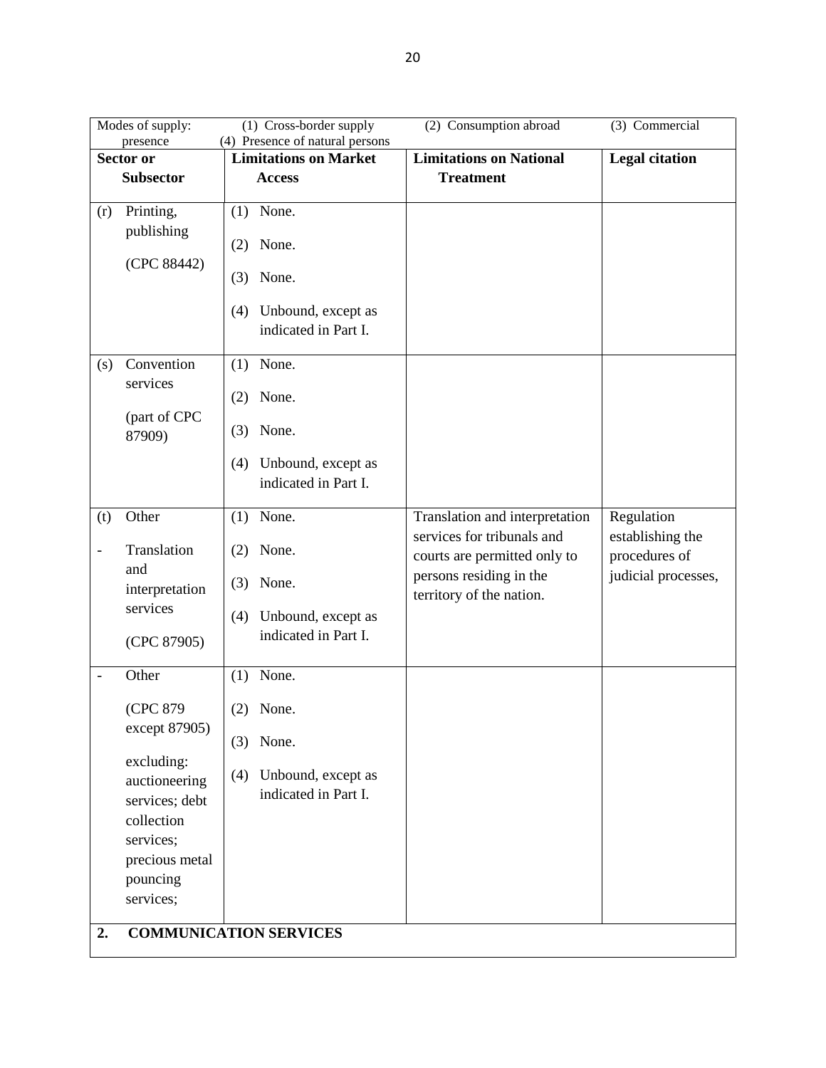| Modes of supply: presence | (1) Cross-border supply (4) Presence of natural persons | (2) Consumption abroad | (3) Commercial |
|---|---|---|---|
| **Sector or Subsector** | **Limitations on Market Access** | **Limitations on National Treatment** | **Legal citation** |
| (r) Printing, publishing (CPC 88442) | (1) None. (2) None. (3) None. (4) Unbound, except as indicated in Part I. | | |
| (s) Convention services (part of CPC 87909) | (1) None. (2) None. (3) None. (4) Unbound, except as indicated in Part I. | | |
| (t) Other - Translation and interpretation services (CPC 87905) | (1) None. (2) None. (3) None. (4) Unbound, except as indicated in Part I. | Translation and interpretation services for tribunals and courts are permitted only to persons residing in the territory of the nation. | Regulation establishing the procedures of judicial processes, |
| - Other (CPC 879 except 87905) excluding: auctioneering services; debt collection services; precious metal pouncing services; | (1) None. (2) None. (3) None. (4) Unbound, except as indicated in Part I. | | |
| **2. COMMUNICATION SERVICES** | | | |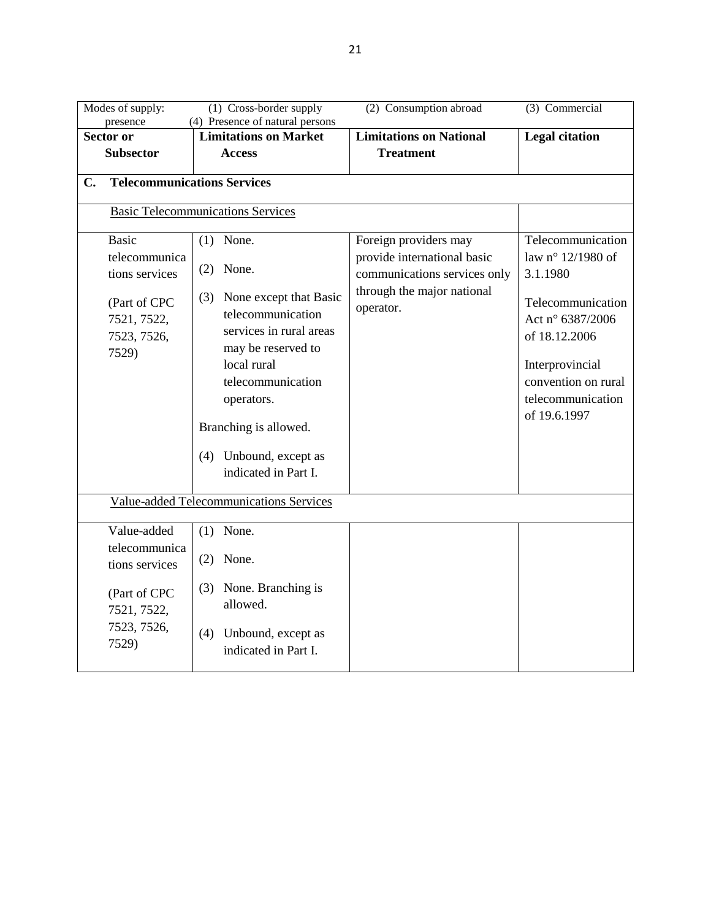| Modes of supply: (1) Cross-border supply (2) Consumption abroad (3) Commercial presence (4) Presence of natural persons | | | |
|---|---|---|---|
| **Sector or Subsector** | **Limitations on Market Access** | **Limitations on National Treatment** | **Legal citation** |
| **C. Telecommunications Services** | | | |
| Basic Telecommunications Services | | | |
| Basic telecommunications services<br><br>(Part of CPC 7521, 7522, 7523, 7526, 7529) | (1) None.<br><br>(2) None.<br><br>(3) None except that Basic telecommunication services in rural areas may be reserved to local rural telecommunication operators.<br><br>Branching is allowed.<br><br>(4) Unbound, except as indicated in Part I. | Foreign providers may provide international basic communications services only through the major national operator. | Telecommunication law n° 12/1980 of 3.1.1980<br><br>Telecommunication Act n° 6387/2006 of 18.12.2006<br><br>Interprovincial convention on rural telecommunication of 19.6.1997 |
| Value-added Telecommunications Services | | | |
| Value-added telecommunications services<br><br>(Part of CPC 7521, 7522, 7523, 7526, 7529) | (1) None.<br><br>(2) None.<br><br>(3) None. Branching is allowed.<br><br>(4) Unbound, except as indicated in Part I. | | |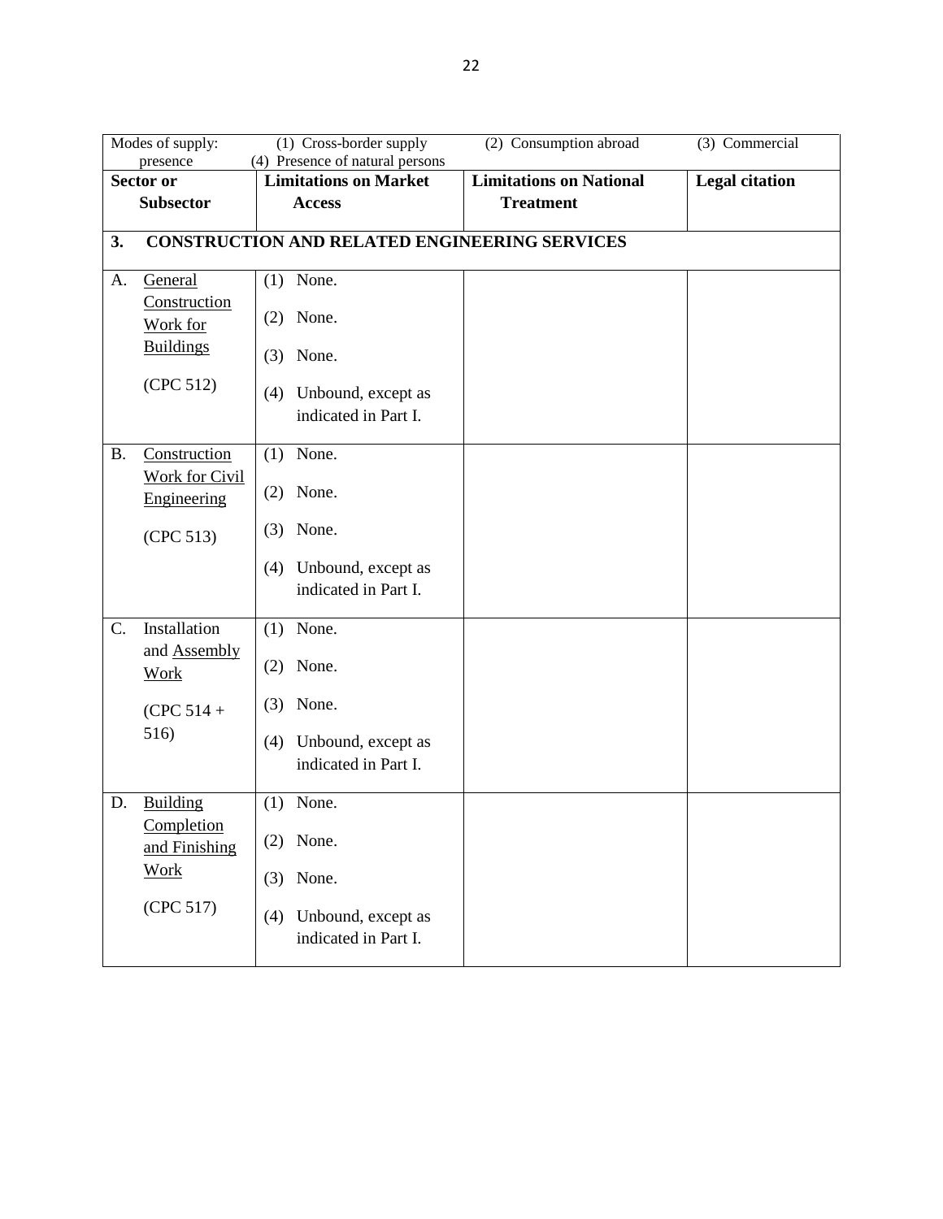Modes of supply: (1) Cross-border supply (2) Consumption abroad (3) Commercial presence (4) Presence of natural persons

| Sector or Subsector | Limitations on Market Access | Limitations on National Treatment | Legal citation |
|---|---|---|---|
| **3. CONSTRUCTION AND RELATED ENGINEERING SERVICES** | | | |
| A. General Construction Work for Buildings (CPC 512) | (1) None. (2) None. (3) None. (4) Unbound, except as indicated in Part I. | | |
| B. Construction Work for Civil Engineering (CPC 513) | (1) None. (2) None. (3) None. (4) Unbound, except as indicated in Part I. | | |
| C. Installation and Assembly Work (CPC 514 + 516) | (1) None. (2) None. (3) None. (4) Unbound, except as indicated in Part I. | | |
| D. Building Completion and Finishing Work (CPC 517) | (1) None. (2) None. (3) None. (4) Unbound, except as indicated in Part I. | | |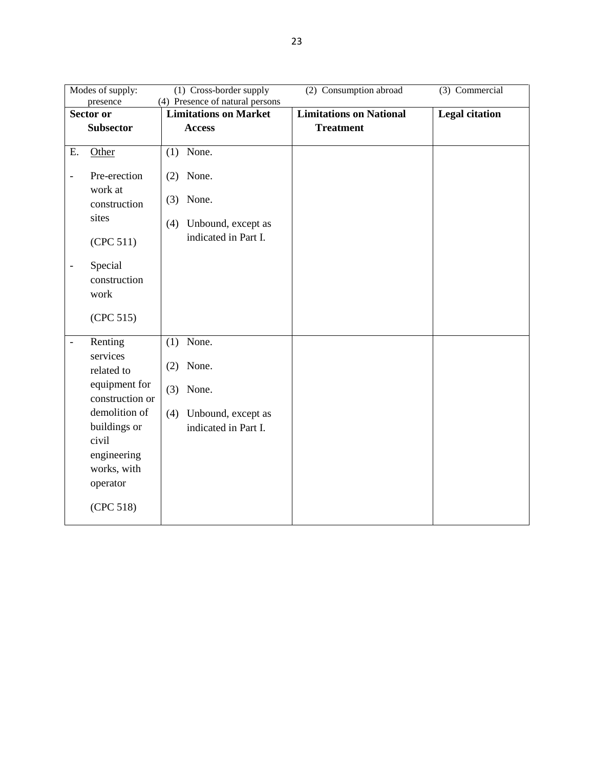| Modes of supply: (1) Cross-border supply (2) Consumption abroad (3) Commercial presence (4) Presence of natural persons | | | |
|---|---|---|---|
| **Sector or Subsector** | **Limitations on Market Access** | **Limitations on National Treatment** | **Legal citation** |
| E. Other<br><br>- Pre-erection work at construction sites<br><br>(CPC 511)<br><br>- Special construction work<br><br>(CPC 515) | (1) None.<br><br>(2) None.<br><br>(3) None.<br><br>(4) Unbound, except as indicated in Part I. | | |
| - Renting services related to equipment for construction or demolition of buildings or civil engineering works, with operator<br><br>(CPC 518) | (1) None.<br><br>(2) None.<br><br>(3) None.<br><br>(4) Unbound, except as indicated in Part I. | | |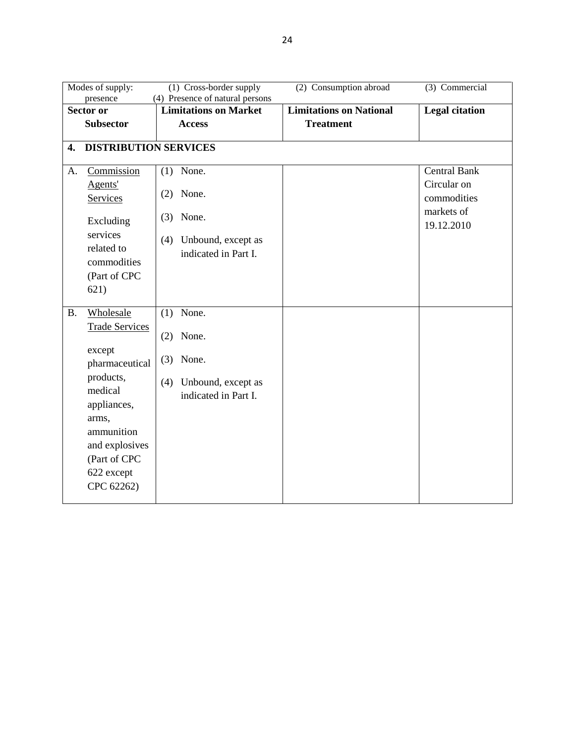| Modes of supply: (1) Cross-border supply (2) Consumption abroad (3) Commercial presence (4) Presence of natural persons | | | |
|---|---|---|---|
| **Sector or Subsector** | **Limitations on Market Access** | **Limitations on National Treatment** | **Legal citation** |
| **4. DISTRIBUTION SERVICES** | | | |
| A. Commission Agents' Services<br><br>Excluding services related to commodities (Part of CPC 621) | (1) None.<br><br>(2) None.<br><br>(3) None.<br><br>(4) Unbound, except as indicated in Part I. | | Central Bank Circular on commodities markets of 19.12.2010 |
| B. Wholesale Trade Services<br><br>except pharmaceutical products, medical appliances, arms, ammunition and explosives (Part of CPC 622 except CPC 62262) | (1) None.<br><br>(2) None.<br><br>(3) None.<br><br>(4) Unbound, except as indicated in Part I. | | |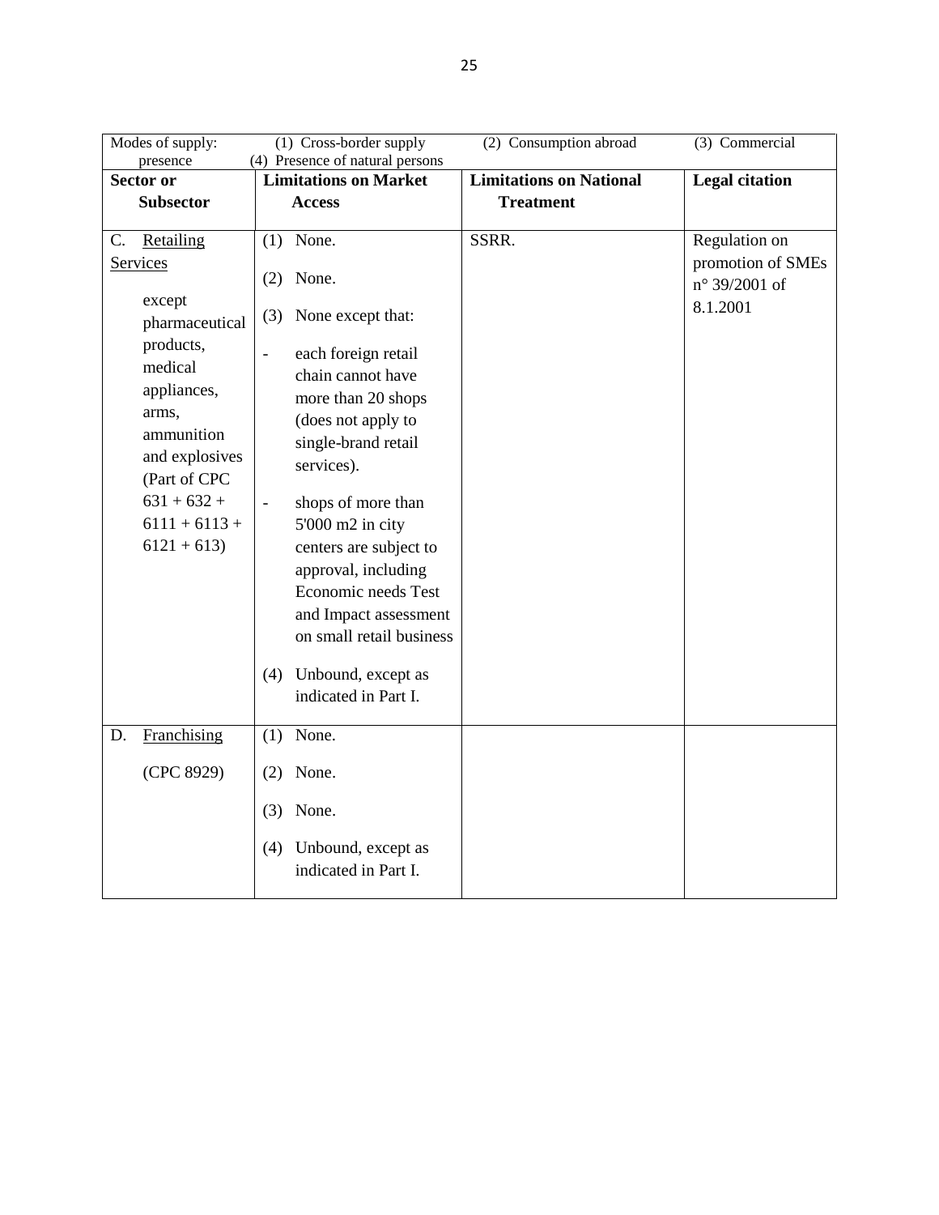| Modes of supply: presence | (1) Cross-border supply (4) Presence of natural persons | (2) Consumption abroad | (3) Commercial |
|---|---|---|---|
| **Sector or Subsector** | **Limitations on Market Access** | **Limitations on National Treatment** | **Legal citation** |
| C. Retailing Services<br><br>except pharmaceutical products, medical appliances, arms, ammunition and explosives (Part of CPC 631 + 632 + 6111 + 6113 + 6121 + 613) | (1) None.<br><br>(2) None.<br><br>(3) None except that:<br><br>- each foreign retail chain cannot have more than 20 shops (does not apply to single-brand retail services).<br><br>- shops of more than 5'000 m2 in city centers are subject to approval, including Economic needs Test and Impact assessment on small retail business<br><br>(4) Unbound, except as indicated in Part I. | SSRR. | Regulation on promotion of SMEs n° 39/2001 of 8.1.2001 |
| D. Franchising<br><br>(CPC 8929) | (1) None.<br><br>(2) None.<br><br>(3) None.<br><br>(4) Unbound, except as indicated in Part I. | | |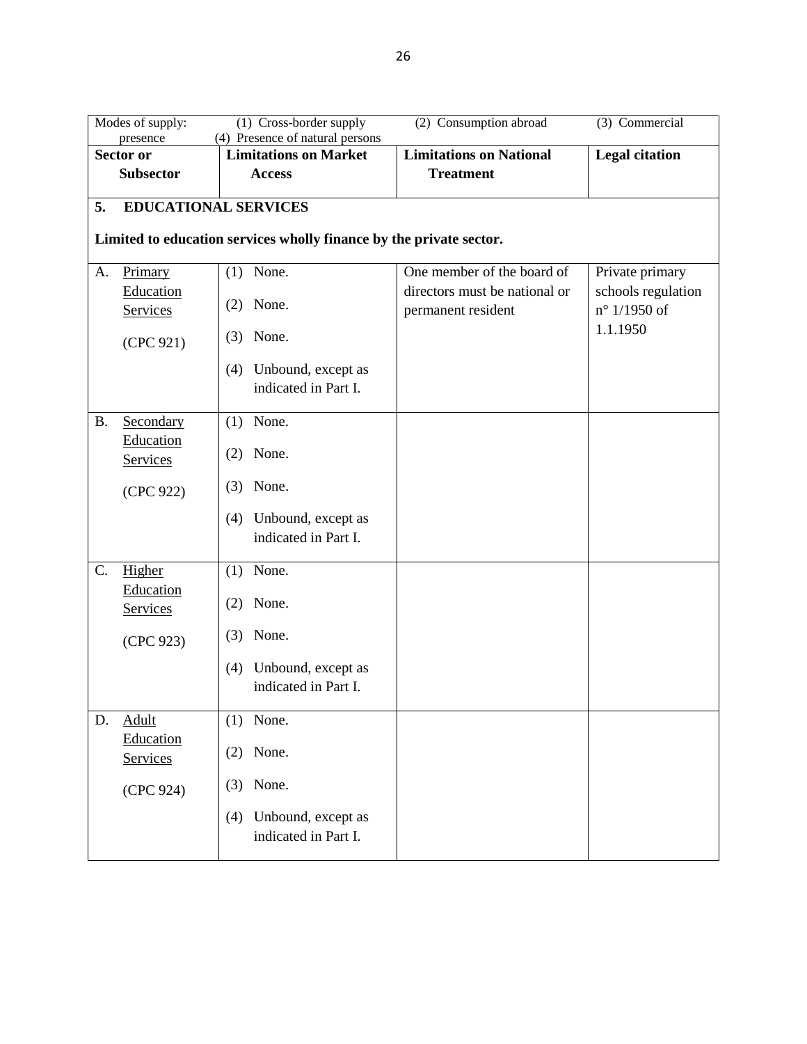| Modes of supply: (1) Cross-border supply (2) Consumption abroad (3) Commercial presence (4) Presence of natural persons | | | |
|---|---|---|---|
| **Sector or Subsector** | **Limitations on Market Access** | **Limitations on National Treatment** | **Legal citation** |
| **5. EDUCATIONAL SERVICES**<br><br>**Limited to education services wholly finance by the private sector.** | | | |
| A. Primary Education Services<br><br>(CPC 921) | (1) None.<br><br>(2) None.<br><br>(3) None.<br><br>(4) Unbound, except as indicated in Part I. | One member of the board of directors must be national or permanent resident | Private primary schools regulation n° 1/1950 of 1.1.1950 |
| B. Secondary Education Services<br><br>(CPC 922) | (1) None.<br><br>(2) None.<br><br>(3) None.<br><br>(4) Unbound, except as indicated in Part I. | | |
| C. Higher Education Services<br><br>(CPC 923) | (1) None.<br><br>(2) None.<br><br>(3) None.<br><br>(4) Unbound, except as indicated in Part I. | | |
| D. Adult Education Services<br><br>(CPC 924) | (1) None.<br><br>(2) None.<br><br>(3) None.<br><br>(4) Unbound, except as indicated in Part I. | | |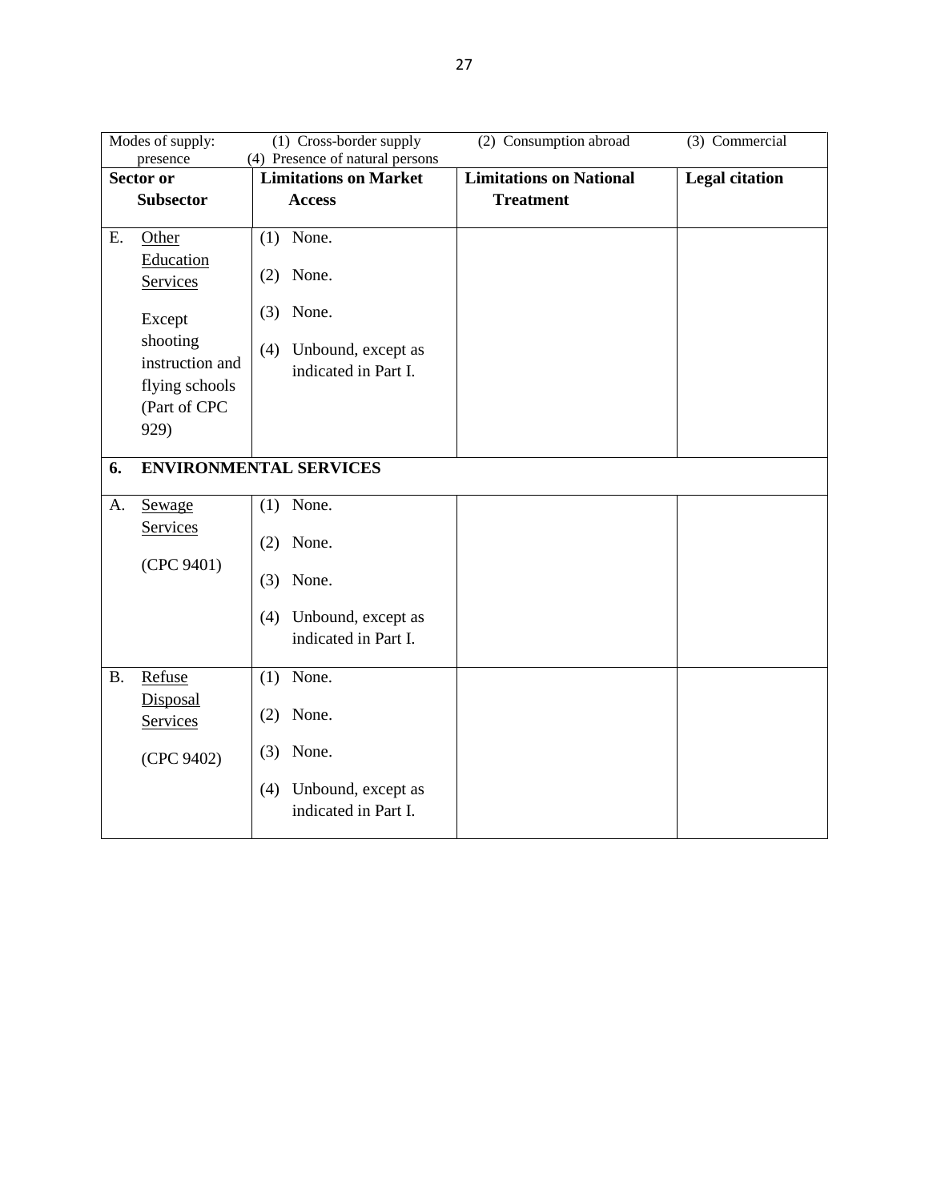Modes of supply: (1) Cross-border supply (2) Consumption abroad (3) Commercial presence (4) Presence of natural persons

| Sector or Subsector | Limitations on Market Access | Limitations on National Treatment | Legal citation |
|---|---|---|---|
| E. Other Education Services<br><br>Except shooting instruction and flying schools (Part of CPC 929) | (1) None.<br><br>(2) None.<br><br>(3) None.<br><br>(4) Unbound, except as indicated in Part I. | | |
| **6. ENVIRONMENTAL SERVICES** | | | |
| A. Sewage Services<br><br>(CPC 9401) | (1) None.<br><br>(2) None.<br><br>(3) None.<br><br>(4) Unbound, except as indicated in Part I. | | |
| B. Refuse Disposal Services<br><br>(CPC 9402) | (1) None.<br><br>(2) None.<br><br>(3) None.<br><br>(4) Unbound, except as indicated in Part I. | | |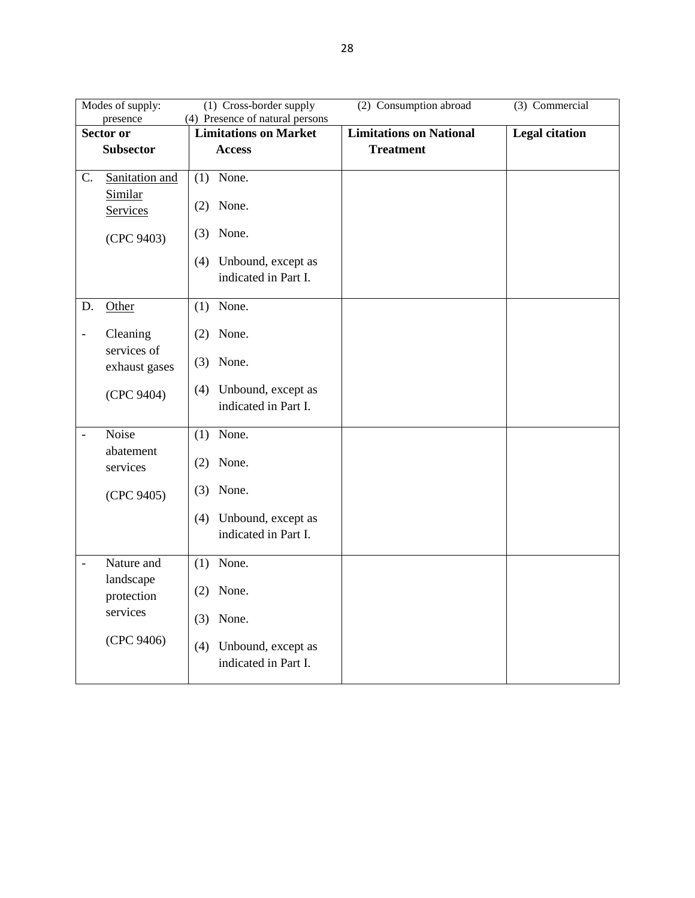| Modes of supply: (1) Cross-border supply (2) Consumption abroad (3) Commercial presence (4) Presence of natural persons | | | |
|---|---|---|---|
| **Sector or Subsector** | **Limitations on Market Access** | **Limitations on National Treatment** | **Legal citation** |
| C. Sanitation and Similar Services<br><br>(CPC 9403) | (1) None.<br><br>(2) None.<br><br>(3) None.<br><br>(4) Unbound, except as indicated in Part I. | | |
| D. Other<br><br>- Cleaning services of exhaust gases<br><br>(CPC 9404) | (1) None.<br><br>(2) None.<br><br>(3) None.<br><br>(4) Unbound, except as indicated in Part I. | | |
| - Noise abatement services<br><br>(CPC 9405) | (1) None.<br><br>(2) None.<br><br>(3) None.<br><br>(4) Unbound, except as indicated in Part I. | | |
| - Nature and landscape protection services<br><br>(CPC 9406) | (1) None.<br><br>(2) None.<br><br>(3) None.<br><br>(4) Unbound, except as indicated in Part I. | | |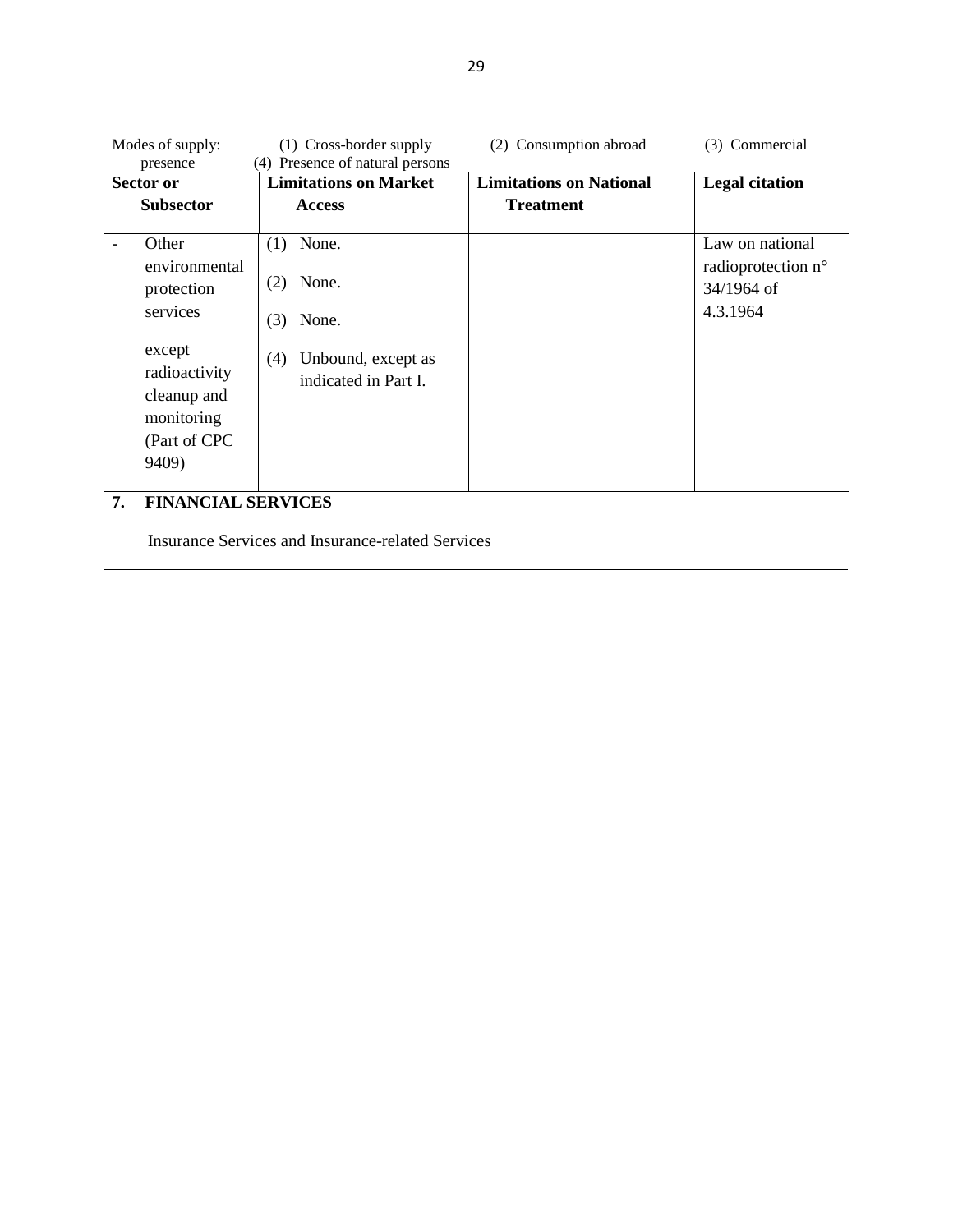Modes of supply: (1) Cross-border supply (2) Consumption abroad (3) Commercial presence (4) Presence of natural persons

| Sector or Subsector | Limitations on Market Access | Limitations on National Treatment | Legal citation |
|---|---|---|---|
| - Other environmental protection services except radioactivity cleanup and monitoring (Part of CPC 9409) | (1) None.<br>(2) None.<br>(3) None.<br>(4) Unbound, except as indicated in Part I. | | Law on national radioprotection n° 34/1964 of 4.3.1964 |
| **7. FINANCIAL SERVICES** | | | |
| Insurance Services and Insurance-related Services | | | |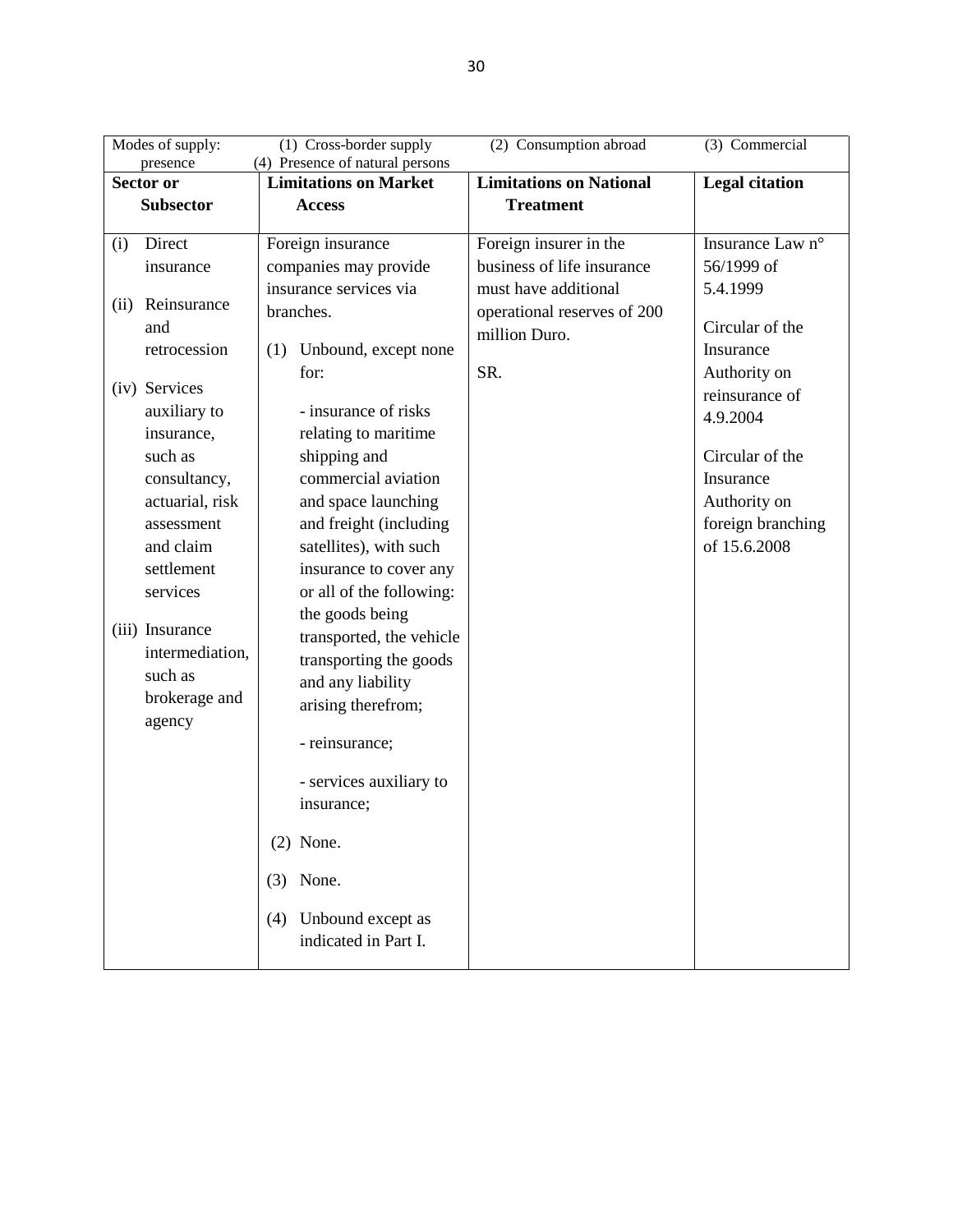| Modes of supply: (1) Cross-border supply (2) Consumption abroad (3) Commercial presence (4) Presence of natural persons | | | |
|---|---|---|---|
| **Sector or Subsector** | **Limitations on Market Access** | **Limitations on National Treatment** | **Legal citation** |
| (i) Direct insurance<br><br>(ii) Reinsurance and retrocession<br><br>(iv) Services auxiliary to insurance, such as consultancy, actuarial, risk assessment and claim settlement services<br><br>(iii) Insurance intermediation, such as brokerage and agency | Foreign insurance companies may provide insurance services via branches.<br><br>(1) Unbound, except none for:<br><br>- insurance of risks relating to maritime shipping and commercial aviation and space launching and freight (including satellites), with such insurance to cover any or all of the following: the goods being transported, the vehicle transporting the goods and any liability arising therefrom;<br><br>- reinsurance;<br><br>- services auxiliary to insurance;<br><br>(2) None.<br><br>(3) None.<br><br>(4) Unbound except as indicated in Part I. | Foreign insurer in the business of life insurance must have additional operational reserves of 200 million Duro.<br><br>SR. | Insurance Law n° 56/1999 of 5.4.1999<br><br>Circular of the Insurance Authority on reinsurance of 4.9.2004<br><br>Circular of the Insurance Authority on foreign branching of 15.6.2008 |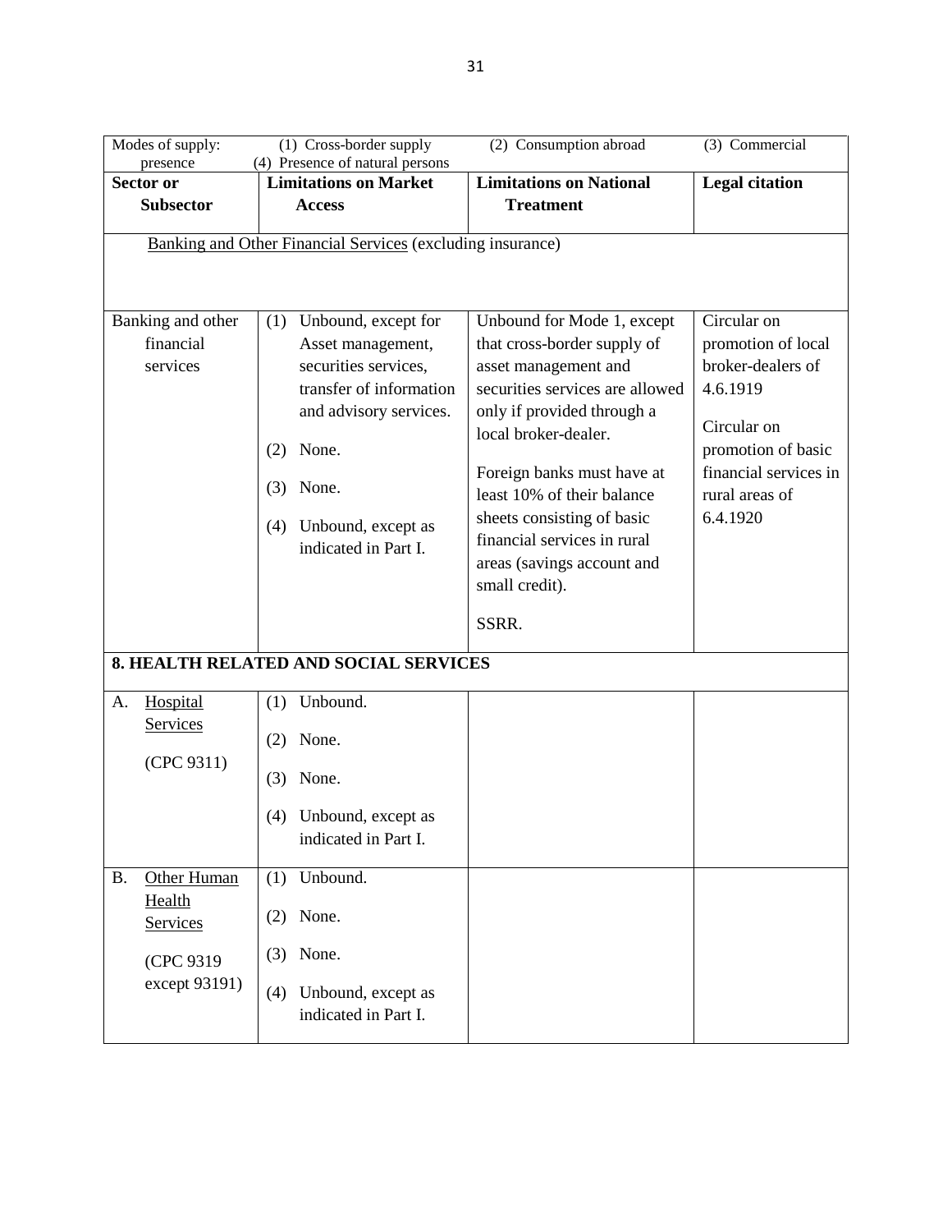| Modes of supply: (1) Cross-border supply (2) Consumption abroad (3) Commercial presence (4) Presence of natural persons | | | |
|---|---|---|---|
| **Sector or Subsector** | **Limitations on Market Access** | **Limitations on National Treatment** | **Legal citation** |
| Banking and Other Financial Services (excluding insurance) | | | |
| Banking and other financial services | (1) Unbound, except for Asset management, securities services, transfer of information and advisory services.<br><br>(2) None.<br><br>(3) None.<br><br>(4) Unbound, except as indicated in Part I. | Unbound for Mode 1, except that cross-border supply of asset management and securities services are allowed only if provided through a local broker-dealer.<br><br>Foreign banks must have at least 10% of their balance sheets consisting of basic financial services in rural areas (savings account and small credit).<br><br>SSRR. | Circular on promotion of local broker-dealers of 4.6.1919<br><br>Circular on promotion of basic financial services in rural areas of 6.4.1920 |
| **8. HEALTH RELATED AND SOCIAL SERVICES** | | | |
| A. Hospital Services<br><br>(CPC 9311) | (1) Unbound.<br><br>(2) None.<br><br>(3) None.<br><br>(4) Unbound, except as indicated in Part I. | | |
| B. Other Human Health Services<br><br>(CPC 9319 except 93191) | (1) Unbound.<br><br>(2) None.<br><br>(3) None.<br><br>(4) Unbound, except as indicated in Part I. | | |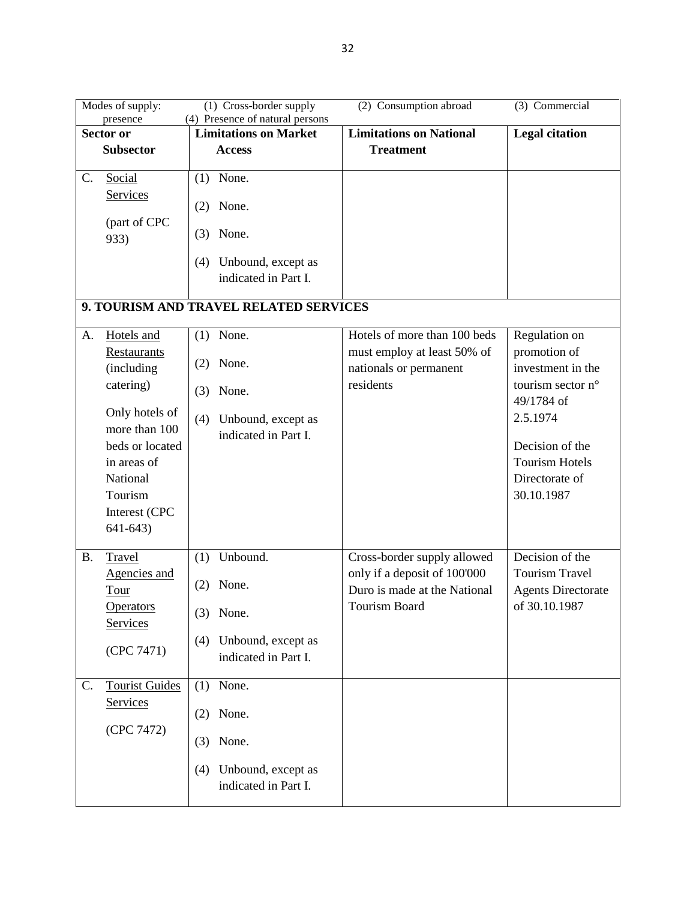| Modes of supply: (1) Cross-border supply (2) Consumption abroad (3) Commercial presence (4) Presence of natural persons | | | |
|---|---|---|---|
| **Sector or Subsector** | **Limitations on Market Access** | **Limitations on National Treatment** | **Legal citation** |
| C. Social Services<br><br>(part of CPC 933) | (1) None.<br><br>(2) None.<br><br>(3) None.<br><br>(4) Unbound, except as indicated in Part I. | | |
| **9. TOURISM AND TRAVEL RELATED SERVICES** | | | |
| A. Hotels and Restaurants (including catering)<br><br>Only hotels of more than 100 beds or located in areas of National Tourism Interest (CPC 641-643) | (1) None.<br><br>(2) None.<br><br>(3) None.<br><br>(4) Unbound, except as indicated in Part I. | Hotels of more than 100 beds must employ at least 50% of nationals or permanent residents | Regulation on promotion of investment in the tourism sector n° 49/1784 of 2.5.1974<br><br>Decision of the Tourism Hotels Directorate of 30.10.1987 |
| B. Travel Agencies and Tour Operators Services<br><br>(CPC 7471) | (1) Unbound.<br><br>(2) None.<br><br>(3) None.<br><br>(4) Unbound, except as indicated in Part I. | Cross-border supply allowed only if a deposit of 100'000 Duro is made at the National Tourism Board | Decision of the Tourism Travel Agents Directorate of 30.10.1987 |
| C. Tourist Guides Services<br><br>(CPC 7472) | (1) None.<br><br>(2) None.<br><br>(3) None.<br><br>(4) Unbound, except as indicated in Part I. | | |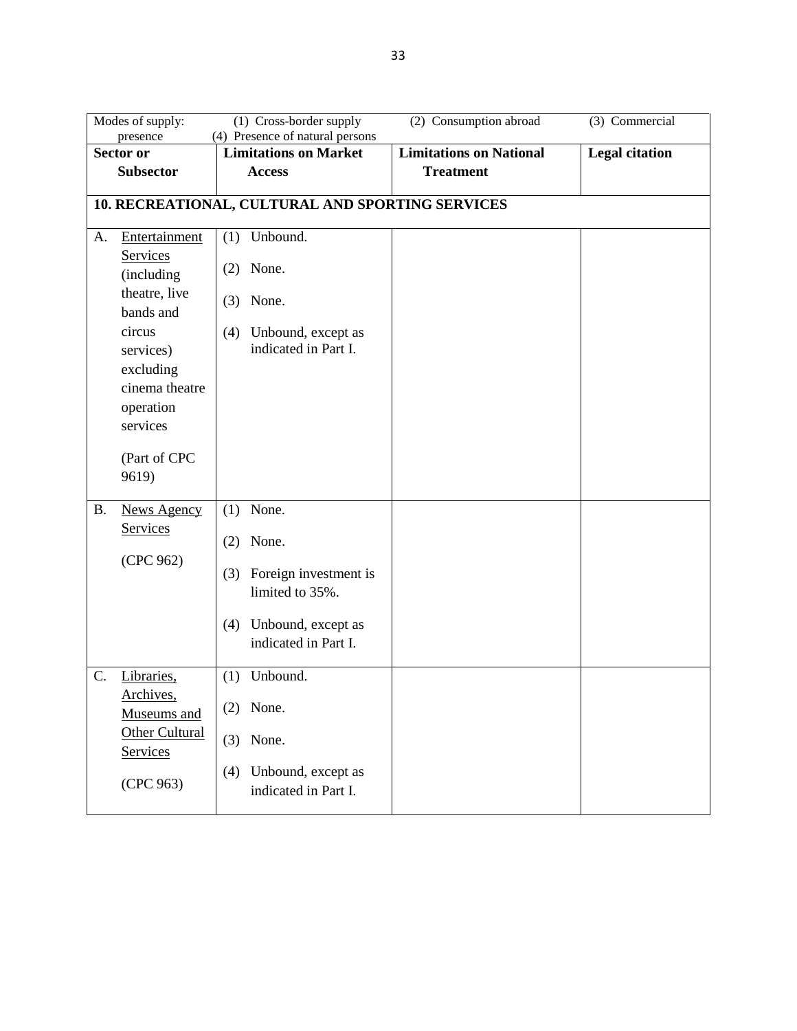| Modes of supply: (1) Cross-border supply (2) Consumption abroad (3) Commercial presence (4) Presence of natural persons | | | |
|---|---|---|---|
| **Sector or Subsector** | **Limitations on Market Access** | **Limitations on National Treatment** | **Legal citation** |
| **10. RECREATIONAL, CULTURAL AND SPORTING SERVICES** | | | |
| A. Entertainment Services (including theatre, live bands and circus services) excluding cinema theatre operation services<br><br>(Part of CPC 9619) | (1) Unbound.<br><br>(2) None.<br><br>(3) None.<br><br>(4) Unbound, except as indicated in Part I. | | |
| B. News Agency Services<br><br>(CPC 962) | (1) None.<br><br>(2) None.<br><br>(3) Foreign investment is limited to 35%.<br><br>(4) Unbound, except as indicated in Part I. | | |
| C. Libraries, Archives, Museums and Other Cultural Services<br><br>(CPC 963) | (1) Unbound.<br><br>(2) None.<br><br>(3) None.<br><br>(4) Unbound, except as indicated in Part I. | | |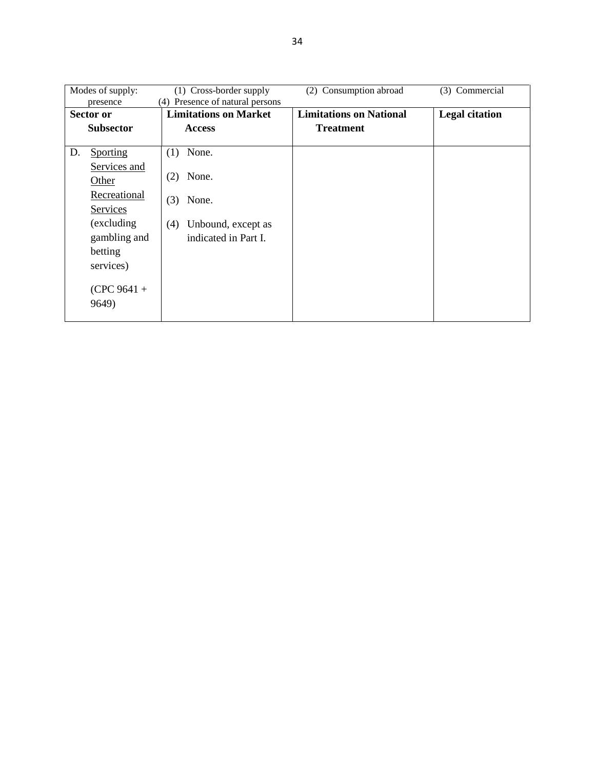Modes of supply: (1) Cross-border supply (2) Consumption abroad (3) Commercial presence (4) Presence of natural persons

| Sector or Subsector | Limitations on Market Access | Limitations on National Treatment | Legal citation |
|---|---|---|---|
| D. Sporting Services and Other Recreational Services (excluding gambling and betting services)<br><br>(CPC 9641 + 9649) | (1) None.<br><br>(2) None.<br><br>(3) None.<br><br>(4) Unbound, except as indicated in Part I. | | |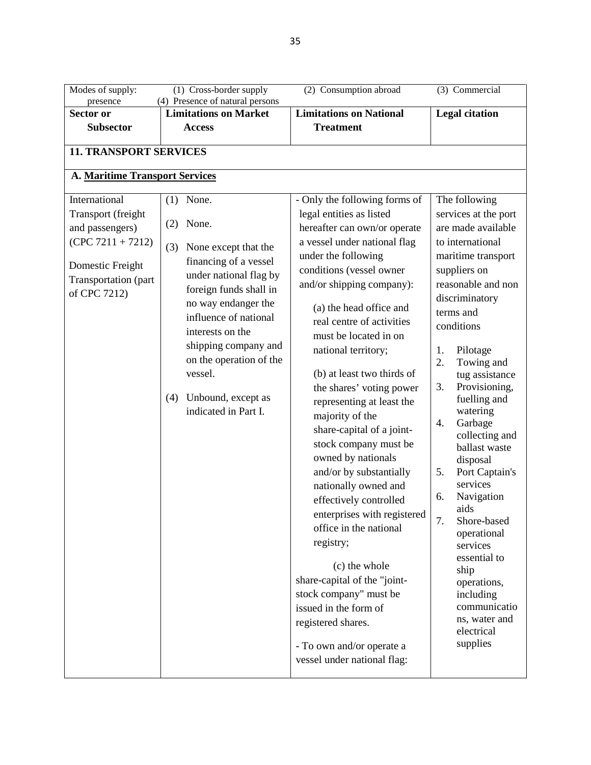| Modes of supply: presence | (1) Cross-border supply (4) Presence of natural persons | (2) Consumption abroad | (3) Commercial |
|---|---|---|---|
| **Sector or Subsector** | **Limitations on Market Access** | **Limitations on National Treatment** | **Legal citation** |
| **11. TRANSPORT SERVICES** | | | |
| **A. Maritime Transport Services** | | | |
| International Transport (freight and passengers) (CPC 7211 + 7212)<br><br>Domestic Freight Transportation (part of CPC 7212) | (1) None.<br><br>(2) None.<br><br>(3) None except that the financing of a vessel under national flag by foreign funds shall in no way endanger the influence of national interests on the shipping company and on the operation of the vessel.<br><br>(4) Unbound, except as indicated in Part I. | - Only the following forms of legal entities as listed hereafter can own/or operate a vessel under national flag under the following conditions (vessel owner and/or shipping company):<br><br>(a) the head office and real centre of activities must be located in on national territory;<br><br>(b) at least two thirds of the shares' voting power representing at least the majority of the share-capital of a joint-stock company must be owned by nationals and/or by substantially nationally owned and effectively controlled enterprises with registered office in the national registry;<br><br>(c) the whole share-capital of the "joint-stock company" must be issued in the form of registered shares.<br><br>- To own and/or operate a vessel under national flag: | The following services at the port are made available to international maritime transport suppliers on reasonable and non discriminatory terms and conditions<br><br>1. Pilotage<br>2. Towing and tug assistance<br>3. Provisioning, fuelling and watering<br>4. Garbage collecting and ballast waste disposal<br>5. Port Captain's services<br>6. Navigation aids<br>7. Shore-based operational services essential to ship operations, including communications, water and electrical supplies |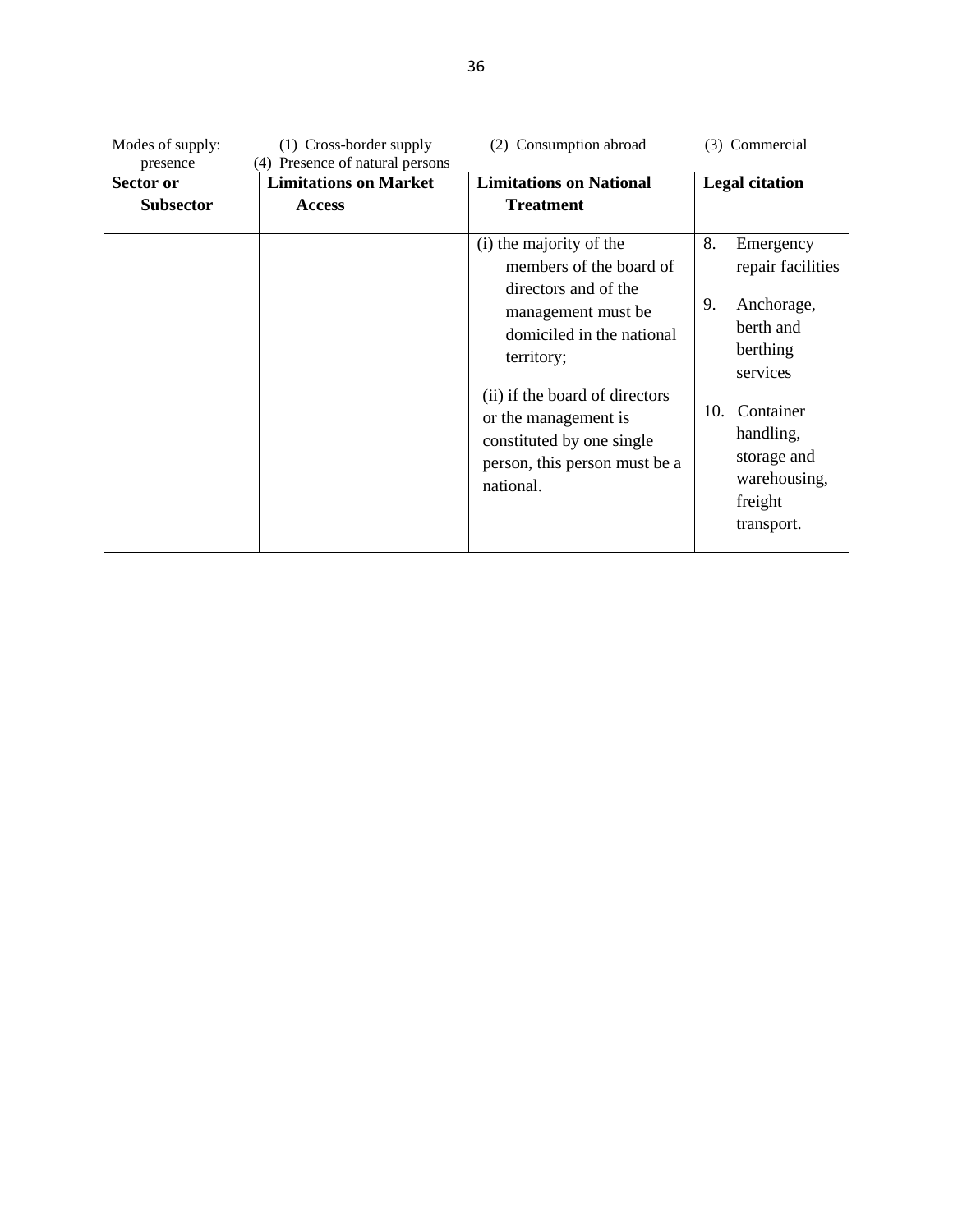Modes of supply: (1) Cross-border supply (2) Consumption abroad (3) Commercial presence (4) Presence of natural persons

| Sector or Subsector | Limitations on Market Access | Limitations on National Treatment | Legal citation |
| --- | --- | --- | --- |
| | | (i) the majority of the members of the board of directors and of the management must be domiciled in the national territory;<br><br>(ii) if the board of directors or the management is constituted by one single person, this person must be a national. | 8. Emergency repair facilities<br><br>9. Anchorage, berth and berthing services<br><br>10. Container handling, storage and warehousing, freight transport. |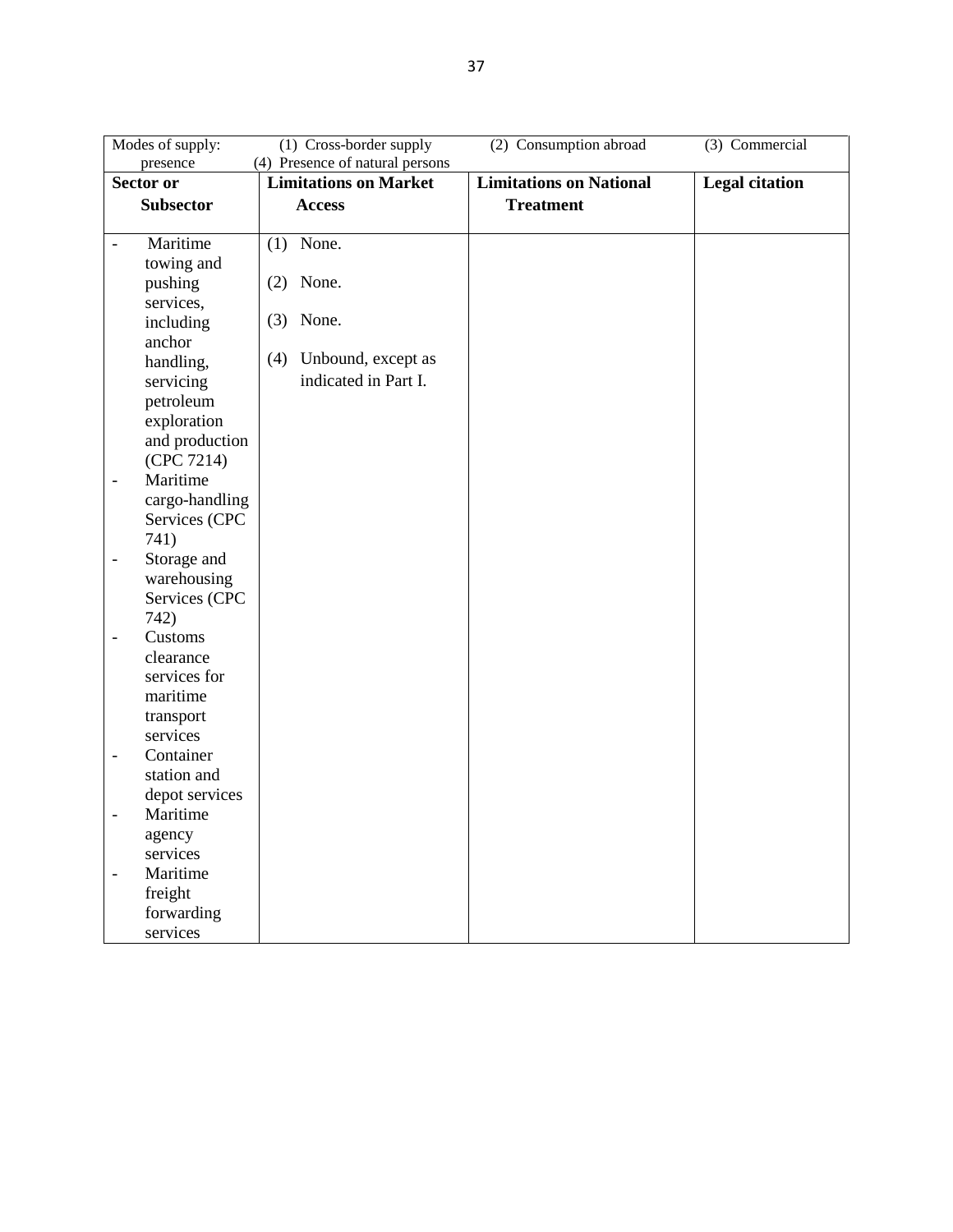| Modes of supply: (1) Cross-border supply (2) Consumption abroad (3) Commercial presence (4) Presence of natural persons | | | |
|---|---|---|---|
| **Sector or Subsector** | **Limitations on Market Access** | **Limitations on National Treatment** | **Legal citation** |
| - Maritime towing and pushing services, including anchor handling, servicing petroleum exploration and production (CPC 7214)<br>- Maritime cargo-handling Services (CPC 741)<br>- Storage and warehousing Services (CPC 742)<br>- Customs clearance services for maritime transport services<br>- Container station and depot services<br>- Maritime agency services<br>- Maritime freight forwarding services | (1) None.<br><br>(2) None.<br><br>(3) None.<br><br>(4) Unbound, except as indicated in Part I. | | |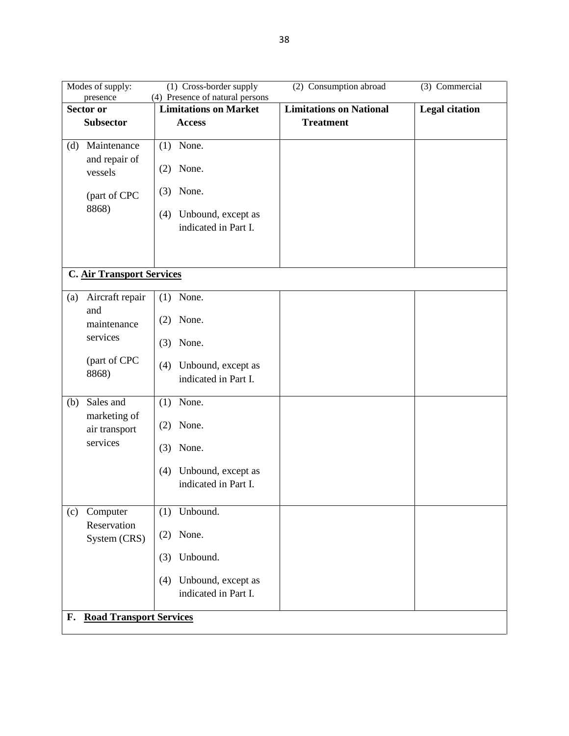| Modes of supply: (1) Cross-border supply (2) Consumption abroad (3) Commercial presence (4) Presence of natural persons | | | |
|---|---|---|---|
| **Sector or Subsector** | **Limitations on Market Access** | **Limitations on National Treatment** | **Legal citation** |
| (d) Maintenance and repair of vessels<br><br>(part of CPC 8868) | (1) None.<br><br>(2) None.<br><br>(3) None.<br><br>(4) Unbound, except as indicated in Part I. | | |
| **C. <u>Air Transport Services</u>** | | | |
| (a) Aircraft repair and maintenance services<br><br>(part of CPC 8868) | (1) None.<br><br>(2) None.<br><br>(3) None.<br><br>(4) Unbound, except as indicated in Part I. | | |
| (b) Sales and marketing of air transport services | (1) None.<br><br>(2) None.<br><br>(3) None.<br><br>(4) Unbound, except as indicated in Part I. | | |
| (c) Computer Reservation System (CRS) | (1) Unbound.<br><br>(2) None.<br><br>(3) Unbound.<br><br>(4) Unbound, except as indicated in Part I. | | |
| **F. <u>Road Transport Services</u>** | | | |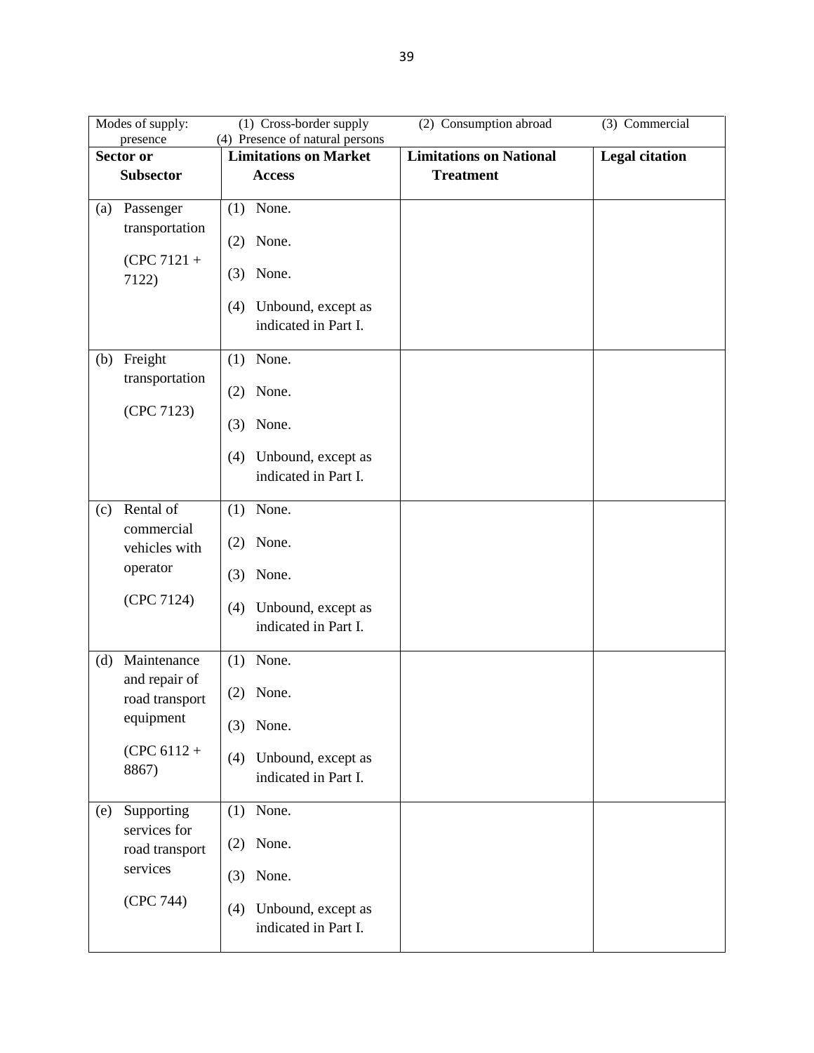| Modes of supply: (1) Cross-border supply (2) Consumption abroad (3) Commercial presence (4) Presence of natural persons | | | |
|---|---|---|---|
| **Sector or Subsector** | **Limitations on Market Access** | **Limitations on National Treatment** | **Legal citation** |
| (a) Passenger transportation (CPC 7121 + 7122) | (1) None.<br>(2) None.<br>(3) None.<br>(4) Unbound, except as indicated in Part I. | | |
| (b) Freight transportation (CPC 7123) | (1) None.<br>(2) None.<br>(3) None.<br>(4) Unbound, except as indicated in Part I. | | |
| (c) Rental of commercial vehicles with operator (CPC 7124) | (1) None.<br>(2) None.<br>(3) None.<br>(4) Unbound, except as indicated in Part I. | | |
| (d) Maintenance and repair of road transport equipment (CPC 6112 + 8867) | (1) None.<br>(2) None.<br>(3) None.<br>(4) Unbound, except as indicated in Part I. | | |
| (e) Supporting services for road transport services (CPC 744) | (1) None.<br>(2) None.<br>(3) None.<br>(4) Unbound, except as indicated in Part I. | | |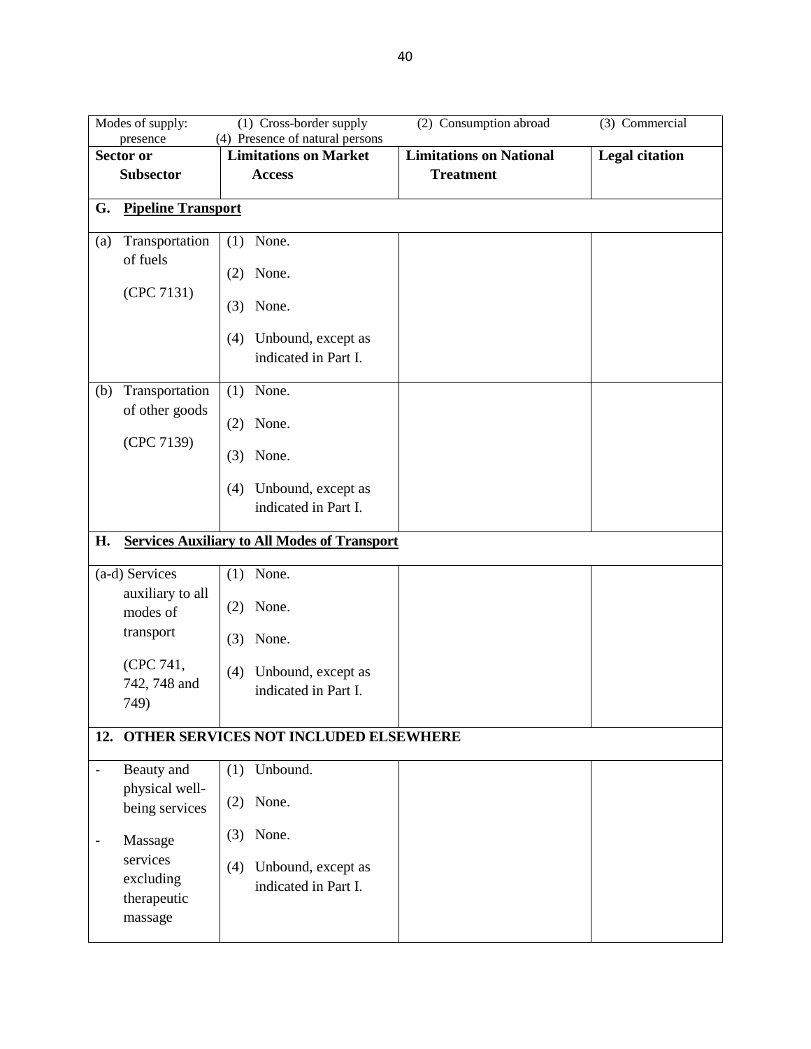| Modes of supply: (1) Cross-border supply (2) Consumption abroad (3) Commercial presence (4) Presence of natural persons | | | |
|---|---|---|---|
| **Sector or Subsector** | **Limitations on Market Access** | **Limitations on National Treatment** | **Legal citation** |
| **G. Pipeline Transport** | | | |
| (a) Transportation of fuels (CPC 7131) | (1) None.<br>(2) None.<br>(3) None.<br>(4) Unbound, except as indicated in Part I. | | |
| (b) Transportation of other goods (CPC 7139) | (1) None.<br>(2) None.<br>(3) None.<br>(4) Unbound, except as indicated in Part I. | | |
| **H. Services Auxiliary to All Modes of Transport** | | | |
| (a-d) Services auxiliary to all modes of transport (CPC 741, 742, 748 and 749) | (1) None.<br>(2) None.<br>(3) None.<br>(4) Unbound, except as indicated in Part I. | | |
| **12. OTHER SERVICES NOT INCLUDED ELSEWHERE** | | | |
| - Beauty and physical well-being services<br>- Massage services excluding therapeutic massage | (1) Unbound.<br>(2) None.<br>(3) None.<br>(4) Unbound, except as indicated in Part I. | | |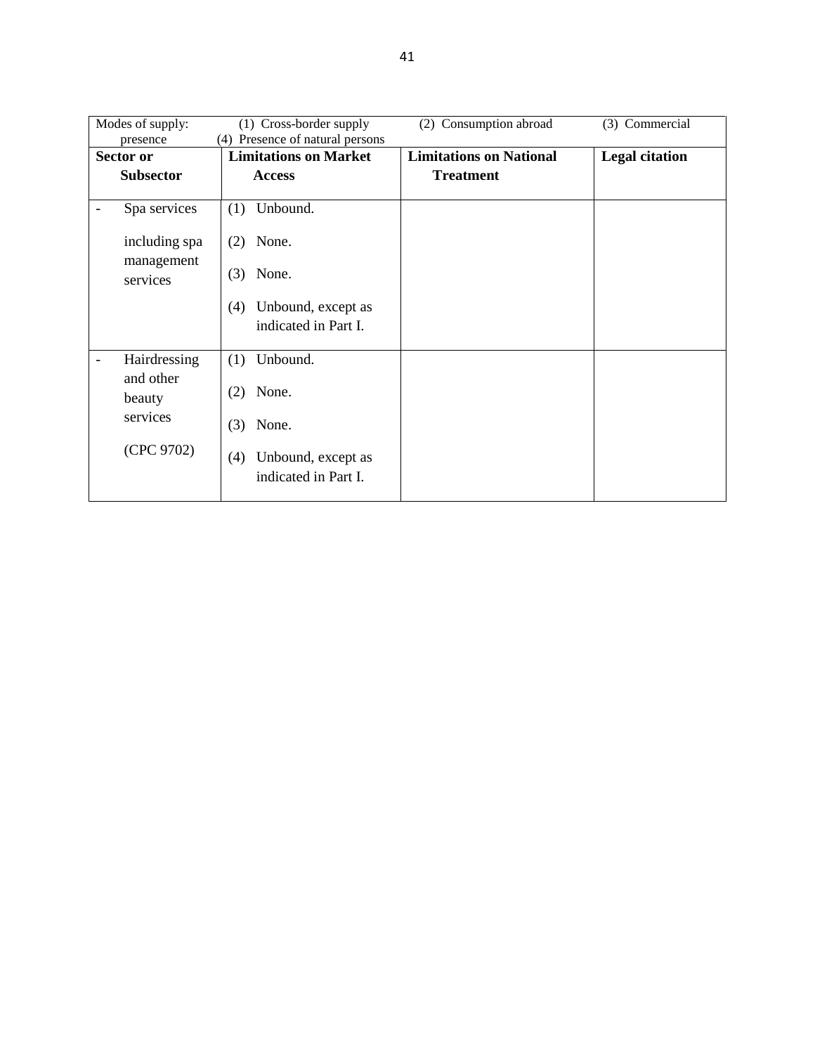Modes of supply: (1) Cross-border supply (2) Consumption abroad (3) Commercial presence (4) Presence of natural persons

| Sector or Subsector | Limitations on Market Access | Limitations on National Treatment | Legal citation |
|---|---|---|---|
| - Spa services including spa management services | (1) Unbound.<br>(2) None.<br>(3) None.<br>(4) Unbound, except as indicated in Part I. | | |
| - Hairdressing and other beauty services (CPC 9702) | (1) Unbound.<br>(2) None.<br>(3) None.<br>(4) Unbound, except as indicated in Part I. | | |